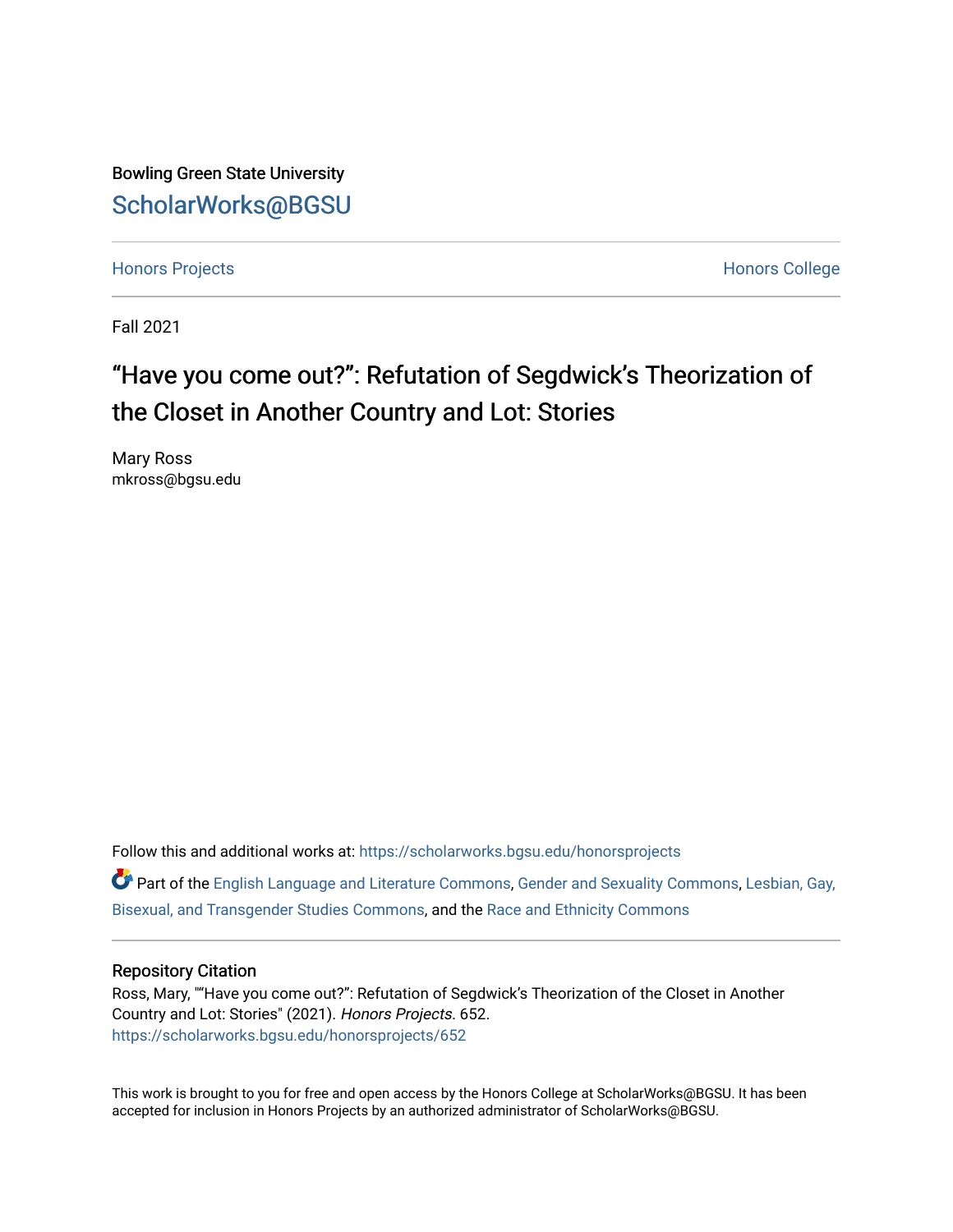Bowling Green State University

ScholarWorks@BGSU

Honors Projects

Honors College

Fall 2021

# "Have you come out?": Refutation of Segdwick's Theorization of the Closet in Another Country and Lot: Stories

Mary Ross
mkross@bgsu.edu

Follow this and additional works at: https://scholarworks.bgsu.edu/honorsprojects

Part of the English Language and Literature Commons, Gender and Sexuality Commons, Lesbian, Gay, Bisexual, and Transgender Studies Commons, and the Race and Ethnicity Commons

## Repository Citation

Ross, Mary, ""Have you come out?": Refutation of Segdwick's Theorization of the Closet in Another Country and Lot: Stories" (2021). *Honors Projects*. 652.
https://scholarworks.bgsu.edu/honorsprojects/652

This work is brought to you for free and open access by the Honors College at ScholarWorks@BGSU. It has been accepted for inclusion in Honors Projects by an authorized administrator of ScholarWorks@BGSU.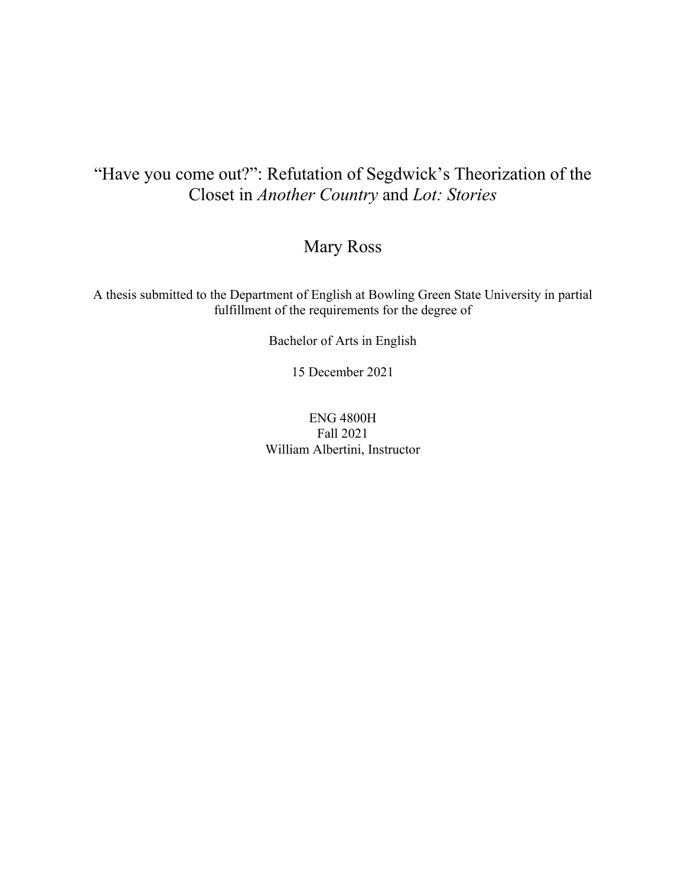# "Have you come out?": Refutation of Segdwick's Theorization of the Closet in *Another Country* and *Lot: Stories*

Mary Ross

A thesis submitted to the Department of English at Bowling Green State University in partial fulfillment of the requirements for the degree of

Bachelor of Arts in English

15 December 2021

ENG 4800H
Fall 2021
William Albertini, Instructor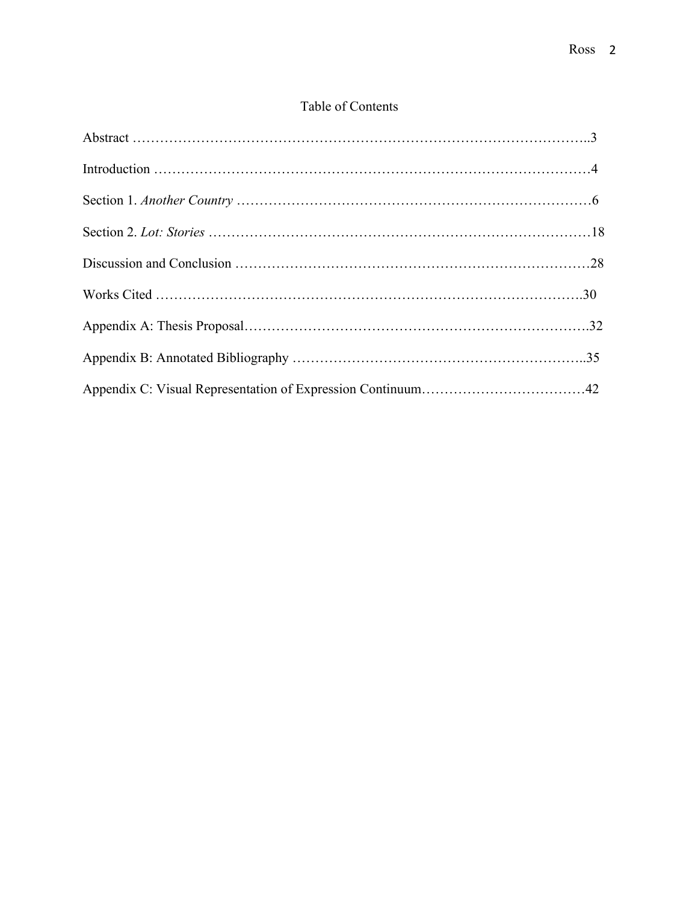# Table of Contents

Abstract ……………………………………………………………………………………..3

Introduction …………………………………………………………………………………4

Section 1. *Another Country* ……………………………………………………………………6

Section 2. *Lot: Stories* ……………………………………………………………………………18

Discussion and Conclusion …………………………………………………………………28

Works Cited ……………………………………………………………………………….30

Appendix A: Thesis Proposal……………………………………………………………….32

Appendix B: Annotated Bibliography ………………………………………………………..35

Appendix C: Visual Representation of Expression Continuum………………………………42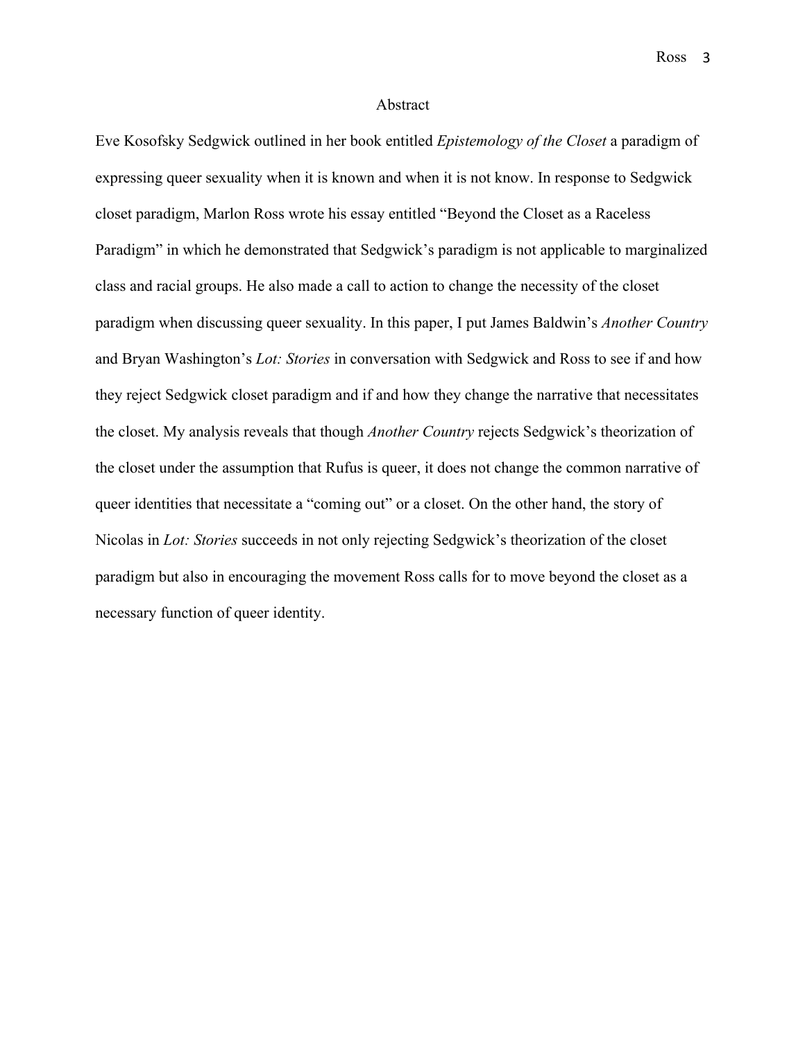# Abstract

Eve Kosofsky Sedgwick outlined in her book entitled *Epistemology of the Closet* a paradigm of expressing queer sexuality when it is known and when it is not know. In response to Sedgwick closet paradigm, Marlon Ross wrote his essay entitled "Beyond the Closet as a Raceless Paradigm" in which he demonstrated that Sedgwick's paradigm is not applicable to marginalized class and racial groups. He also made a call to action to change the necessity of the closet paradigm when discussing queer sexuality. In this paper, I put James Baldwin's *Another Country* and Bryan Washington's *Lot: Stories* in conversation with Sedgwick and Ross to see if and how they reject Sedgwick closet paradigm and if and how they change the narrative that necessitates the closet. My analysis reveals that though *Another Country* rejects Sedgwick's theorization of the closet under the assumption that Rufus is queer, it does not change the common narrative of queer identities that necessitate a "coming out" or a closet. On the other hand, the story of Nicolas in *Lot: Stories* succeeds in not only rejecting Sedgwick's theorization of the closet paradigm but also in encouraging the movement Ross calls for to move beyond the closet as a necessary function of queer identity.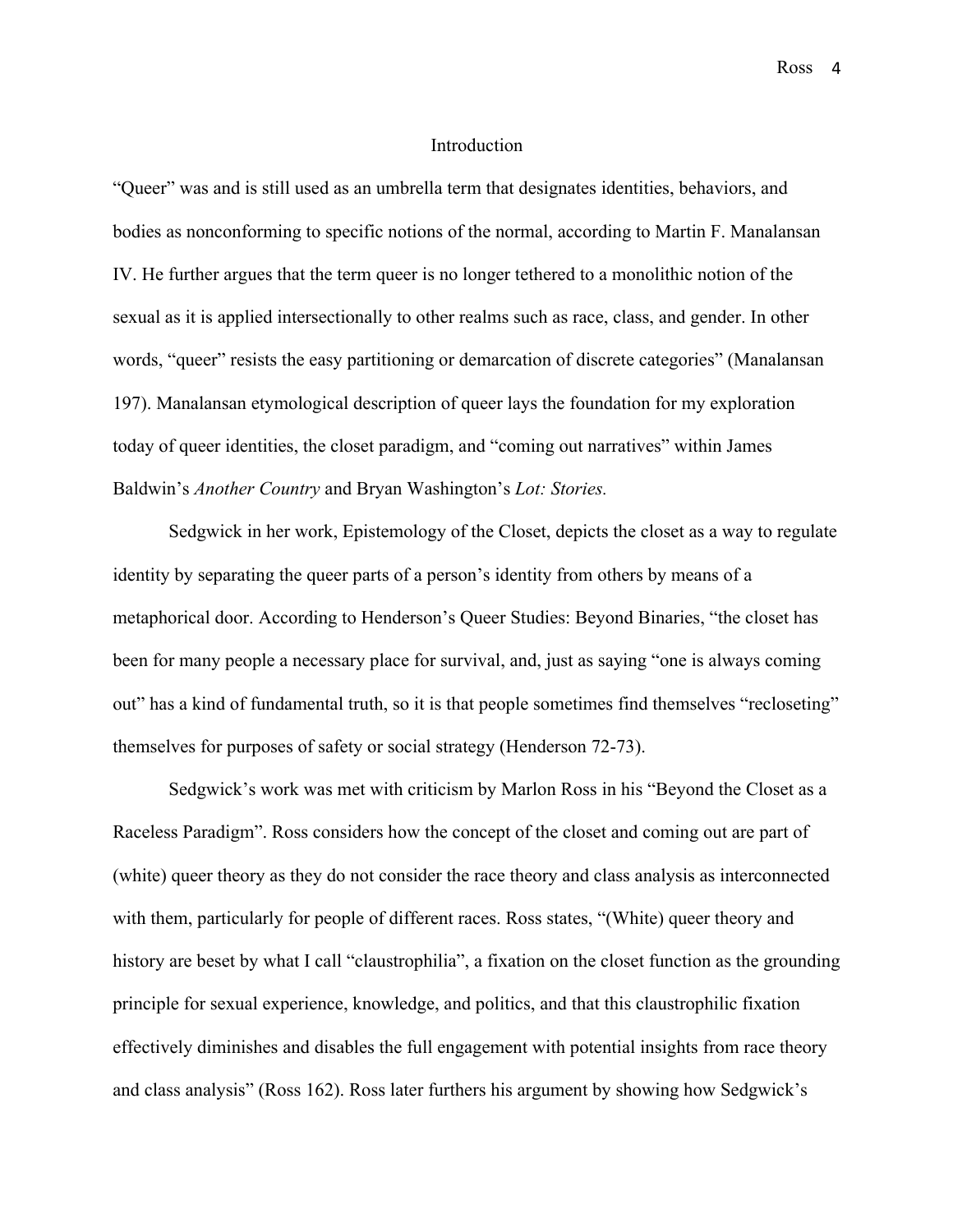## Introduction

"Queer" was and is still used as an umbrella term that designates identities, behaviors, and bodies as nonconforming to specific notions of the normal, according to Martin F. Manalansan IV. He further argues that the term queer is no longer tethered to a monolithic notion of the sexual as it is applied intersectionally to other realms such as race, class, and gender. In other words, "queer" resists the easy partitioning or demarcation of discrete categories" (Manalansan 197). Manalansan etymological description of queer lays the foundation for my exploration today of queer identities, the closet paradigm, and "coming out narratives" within James Baldwin's *Another Country* and Bryan Washington's *Lot: Stories.*

Sedgwick in her work, Epistemology of the Closet, depicts the closet as a way to regulate identity by separating the queer parts of a person's identity from others by means of a metaphorical door. According to Henderson's Queer Studies: Beyond Binaries, "the closet has been for many people a necessary place for survival, and, just as saying "one is always coming out" has a kind of fundamental truth, so it is that people sometimes find themselves "recloseting" themselves for purposes of safety or social strategy (Henderson 72-73).

Sedgwick's work was met with criticism by Marlon Ross in his "Beyond the Closet as a Raceless Paradigm". Ross considers how the concept of the closet and coming out are part of (white) queer theory as they do not consider the race theory and class analysis as interconnected with them, particularly for people of different races. Ross states, "(White) queer theory and history are beset by what I call "claustrophilia", a fixation on the closet function as the grounding principle for sexual experience, knowledge, and politics, and that this claustrophilic fixation effectively diminishes and disables the full engagement with potential insights from race theory and class analysis" (Ross 162). Ross later furthers his argument by showing how Sedgwick's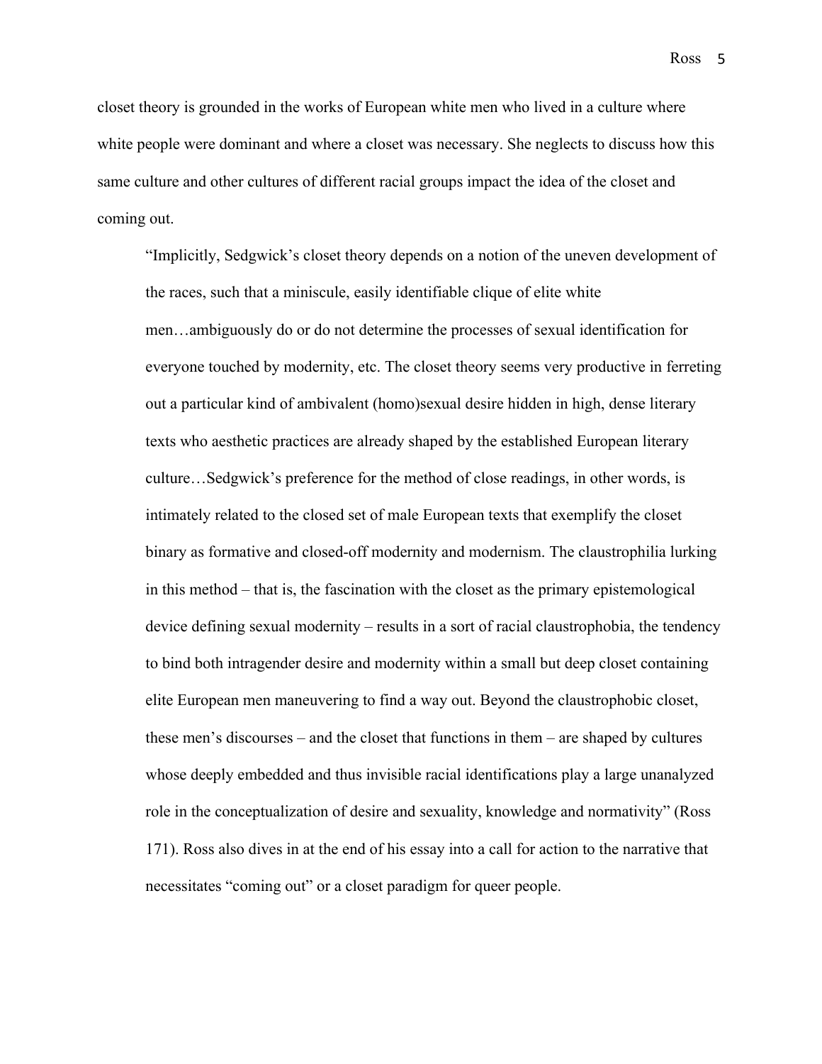closet theory is grounded in the works of European white men who lived in a culture where white people were dominant and where a closet was necessary. She neglects to discuss how this same culture and other cultures of different racial groups impact the idea of the closet and coming out.

> "Implicitly, Sedgwick's closet theory depends on a notion of the uneven development of the races, such that a miniscule, easily identifiable clique of elite white men…ambiguously do or do not determine the processes of sexual identification for everyone touched by modernity, etc. The closet theory seems very productive in ferreting out a particular kind of ambivalent (homo)sexual desire hidden in high, dense literary texts who aesthetic practices are already shaped by the established European literary culture…Sedgwick's preference for the method of close readings, in other words, is intimately related to the closed set of male European texts that exemplify the closet binary as formative and closed-off modernity and modernism. The claustrophilia lurking in this method – that is, the fascination with the closet as the primary epistemological device defining sexual modernity – results in a sort of racial claustrophobia, the tendency to bind both intragender desire and modernity within a small but deep closet containing elite European men maneuvering to find a way out. Beyond the claustrophobic closet, these men's discourses – and the closet that functions in them – are shaped by cultures whose deeply embedded and thus invisible racial identifications play a large unanalyzed role in the conceptualization of desire and sexuality, knowledge and normativity" (Ross 171). Ross also dives in at the end of his essay into a call for action to the narrative that necessitates "coming out" or a closet paradigm for queer people.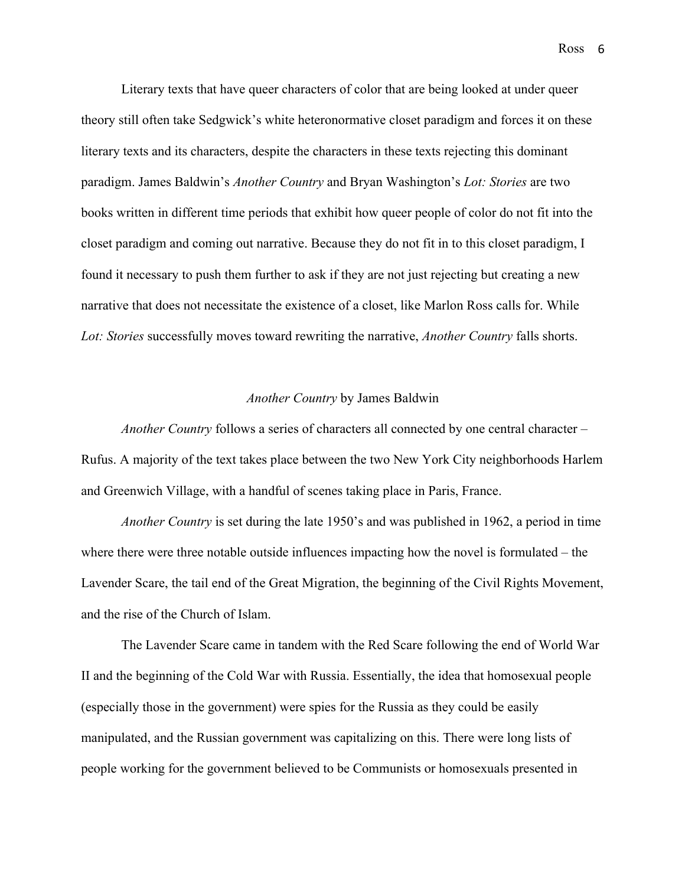Literary texts that have queer characters of color that are being looked at under queer theory still often take Sedgwick's white heteronormative closet paradigm and forces it on these literary texts and its characters, despite the characters in these texts rejecting this dominant paradigm. James Baldwin's *Another Country* and Bryan Washington's *Lot: Stories* are two books written in different time periods that exhibit how queer people of color do not fit into the closet paradigm and coming out narrative. Because they do not fit in to this closet paradigm, I found it necessary to push them further to ask if they are not just rejecting but creating a new narrative that does not necessitate the existence of a closet, like Marlon Ross calls for. While *Lot: Stories* successfully moves toward rewriting the narrative, *Another Country* falls shorts.

## *Another Country* by James Baldwin

*Another Country* follows a series of characters all connected by one central character – Rufus. A majority of the text takes place between the two New York City neighborhoods Harlem and Greenwich Village, with a handful of scenes taking place in Paris, France.

*Another Country* is set during the late 1950's and was published in 1962, a period in time where there were three notable outside influences impacting how the novel is formulated – the Lavender Scare, the tail end of the Great Migration, the beginning of the Civil Rights Movement, and the rise of the Church of Islam.

The Lavender Scare came in tandem with the Red Scare following the end of World War II and the beginning of the Cold War with Russia. Essentially, the idea that homosexual people (especially those in the government) were spies for the Russia as they could be easily manipulated, and the Russian government was capitalizing on this. There were long lists of people working for the government believed to be Communists or homosexuals presented in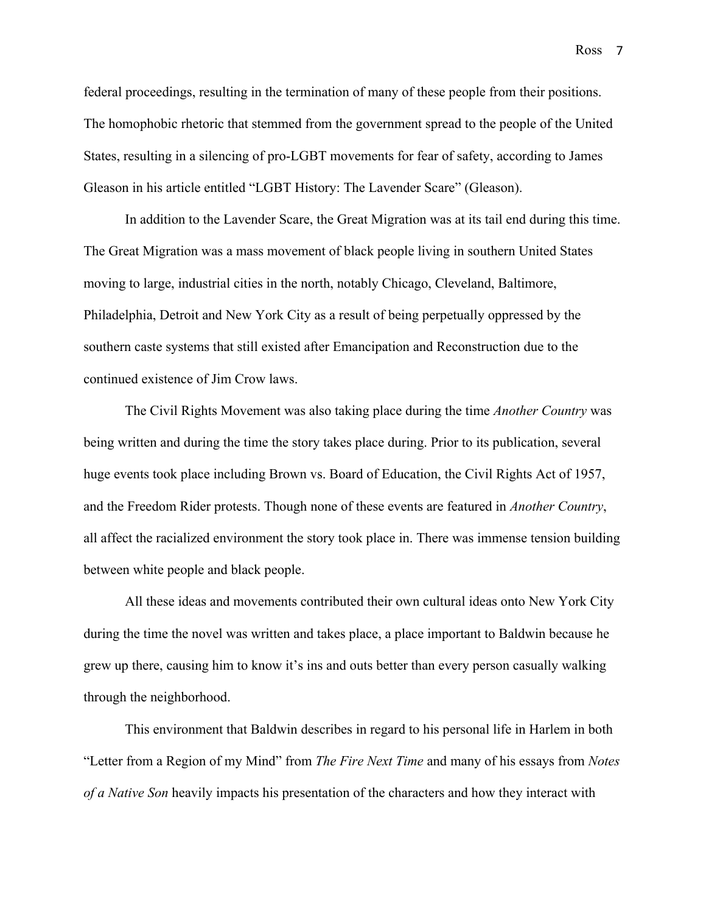federal proceedings, resulting in the termination of many of these people from their positions. The homophobic rhetoric that stemmed from the government spread to the people of the United States, resulting in a silencing of pro-LGBT movements for fear of safety, according to James Gleason in his article entitled "LGBT History: The Lavender Scare" (Gleason).

In addition to the Lavender Scare, the Great Migration was at its tail end during this time. The Great Migration was a mass movement of black people living in southern United States moving to large, industrial cities in the north, notably Chicago, Cleveland, Baltimore, Philadelphia, Detroit and New York City as a result of being perpetually oppressed by the southern caste systems that still existed after Emancipation and Reconstruction due to the continued existence of Jim Crow laws.

The Civil Rights Movement was also taking place during the time *Another Country* was being written and during the time the story takes place during. Prior to its publication, several huge events took place including Brown vs. Board of Education, the Civil Rights Act of 1957, and the Freedom Rider protests. Though none of these events are featured in *Another Country*, all affect the racialized environment the story took place in. There was immense tension building between white people and black people.

All these ideas and movements contributed their own cultural ideas onto New York City during the time the novel was written and takes place, a place important to Baldwin because he grew up there, causing him to know it's ins and outs better than every person casually walking through the neighborhood.

This environment that Baldwin describes in regard to his personal life in Harlem in both "Letter from a Region of my Mind" from *The Fire Next Time* and many of his essays from *Notes of a Native Son* heavily impacts his presentation of the characters and how they interact with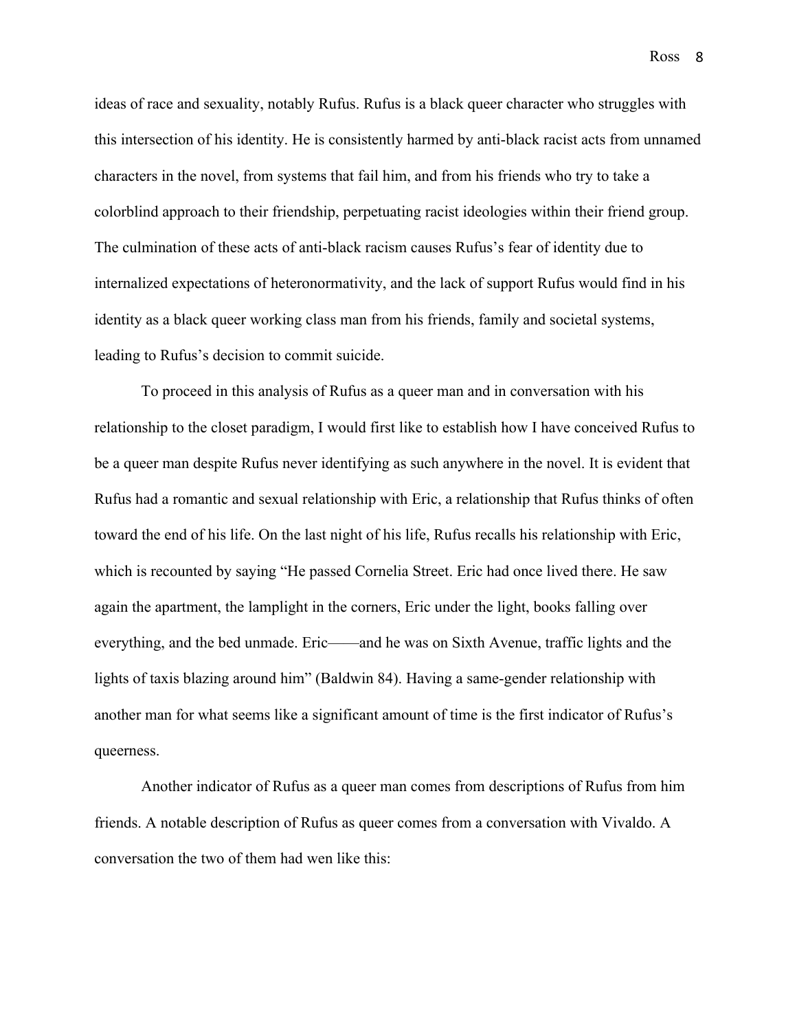ideas of race and sexuality, notably Rufus. Rufus is a black queer character who struggles with this intersection of his identity. He is consistently harmed by anti-black racist acts from unnamed characters in the novel, from systems that fail him, and from his friends who try to take a colorblind approach to their friendship, perpetuating racist ideologies within their friend group. The culmination of these acts of anti-black racism causes Rufus's fear of identity due to internalized expectations of heteronormativity, and the lack of support Rufus would find in his identity as a black queer working class man from his friends, family and societal systems, leading to Rufus's decision to commit suicide.

To proceed in this analysis of Rufus as a queer man and in conversation with his relationship to the closet paradigm, I would first like to establish how I have conceived Rufus to be a queer man despite Rufus never identifying as such anywhere in the novel. It is evident that Rufus had a romantic and sexual relationship with Eric, a relationship that Rufus thinks of often toward the end of his life. On the last night of his life, Rufus recalls his relationship with Eric, which is recounted by saying "He passed Cornelia Street. Eric had once lived there. He saw again the apartment, the lamplight in the corners, Eric under the light, books falling over everything, and the bed unmade. Eric——and he was on Sixth Avenue, traffic lights and the lights of taxis blazing around him" (Baldwin 84). Having a same-gender relationship with another man for what seems like a significant amount of time is the first indicator of Rufus's queerness.

Another indicator of Rufus as a queer man comes from descriptions of Rufus from him friends. A notable description of Rufus as queer comes from a conversation with Vivaldo. A conversation the two of them had wen like this: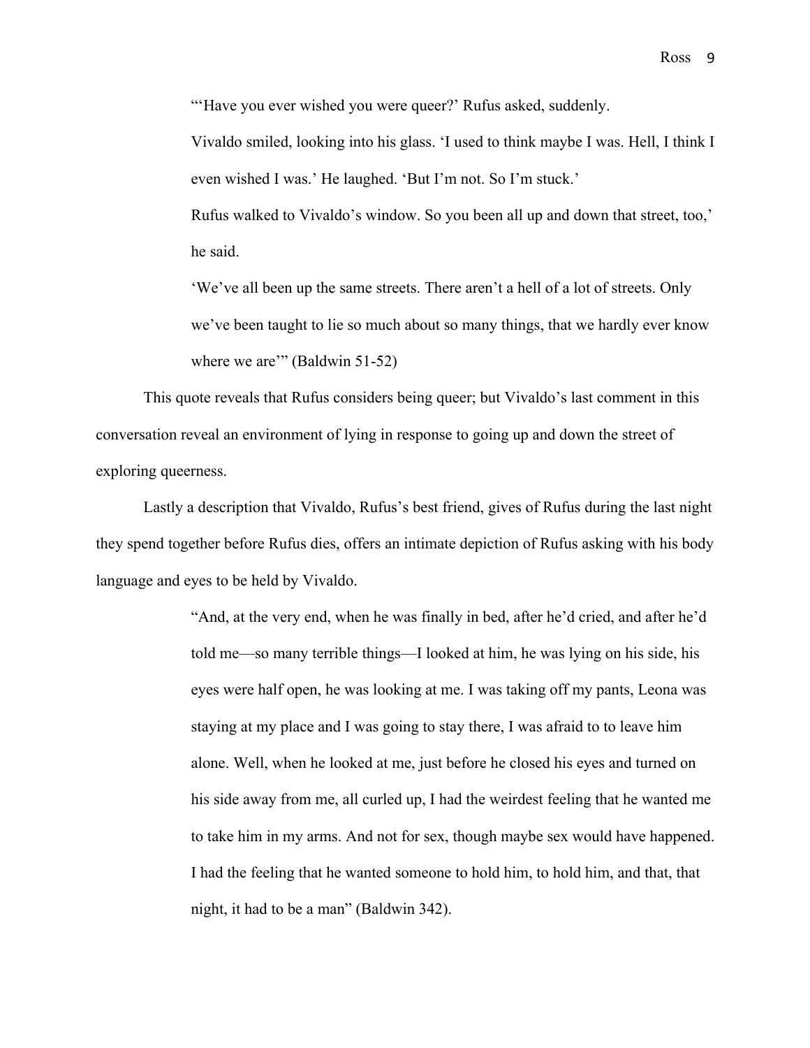> "'Have you ever wished you were queer?' Rufus asked, suddenly.
>
> Vivaldo smiled, looking into his glass. 'I used to think maybe I was. Hell, I think I even wished I was.' He laughed. 'But I'm not. So I'm stuck.'
>
> Rufus walked to Vivaldo's window. So you been all up and down that street, too,' he said.
>
> 'We've all been up the same streets. There aren't a hell of a lot of streets. Only we've been taught to lie so much about so many things, that we hardly ever know where we are'" (Baldwin 51-52)

This quote reveals that Rufus considers being queer; but Vivaldo's last comment in this conversation reveal an environment of lying in response to going up and down the street of exploring queerness.

Lastly a description that Vivaldo, Rufus's best friend, gives of Rufus during the last night they spend together before Rufus dies, offers an intimate depiction of Rufus asking with his body language and eyes to be held by Vivaldo.

> "And, at the very end, when he was finally in bed, after he'd cried, and after he'd told me—so many terrible things—I looked at him, he was lying on his side, his eyes were half open, he was looking at me. I was taking off my pants, Leona was staying at my place and I was going to stay there, I was afraid to to leave him alone. Well, when he looked at me, just before he closed his eyes and turned on his side away from me, all curled up, I had the weirdest feeling that he wanted me to take him in my arms. And not for sex, though maybe sex would have happened. I had the feeling that he wanted someone to hold him, to hold him, and that, that night, it had to be a man" (Baldwin 342).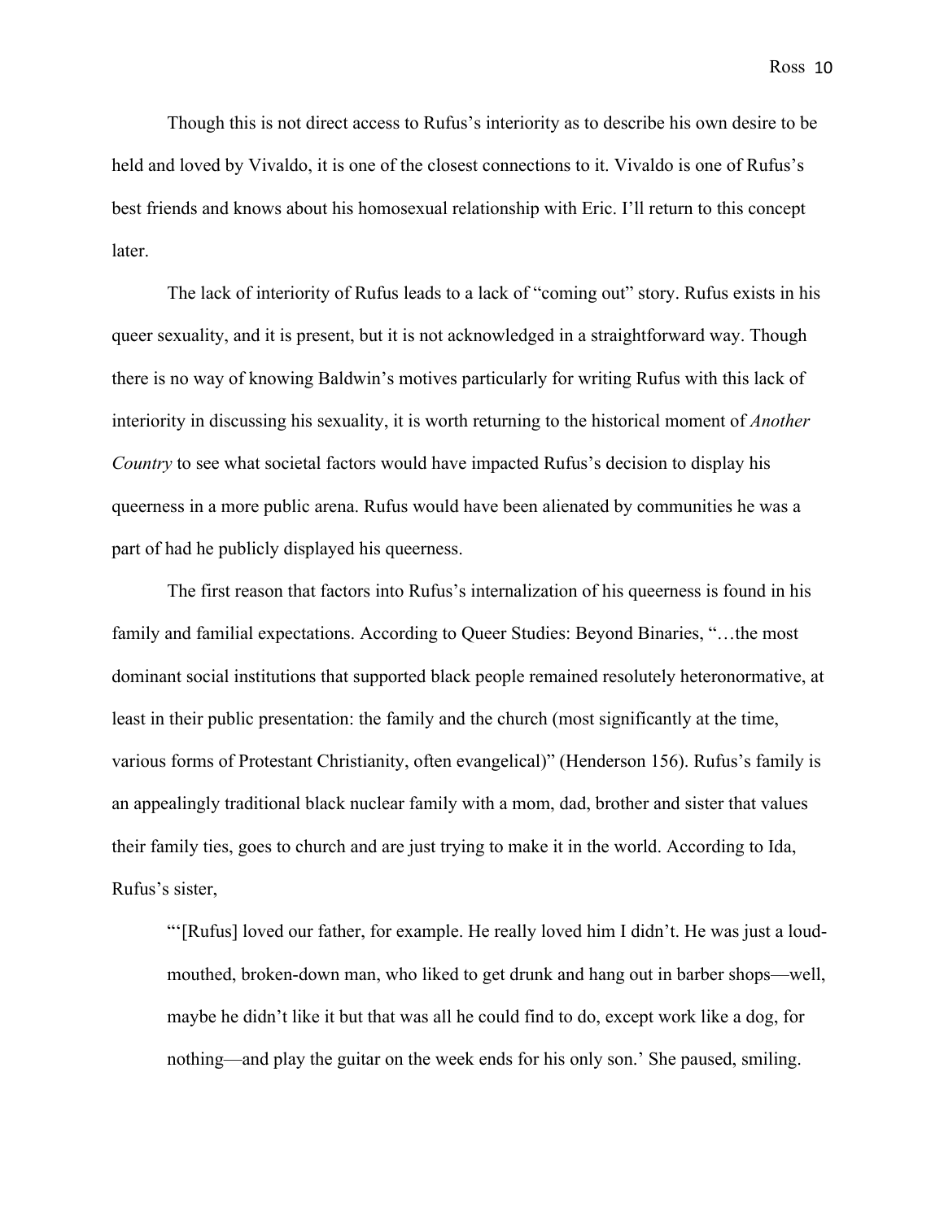Though this is not direct access to Rufus's interiority as to describe his own desire to be held and loved by Vivaldo, it is one of the closest connections to it. Vivaldo is one of Rufus's best friends and knows about his homosexual relationship with Eric. I'll return to this concept later.

The lack of interiority of Rufus leads to a lack of "coming out" story. Rufus exists in his queer sexuality, and it is present, but it is not acknowledged in a straightforward way. Though there is no way of knowing Baldwin's motives particularly for writing Rufus with this lack of interiority in discussing his sexuality, it is worth returning to the historical moment of *Another Country* to see what societal factors would have impacted Rufus's decision to display his queerness in a more public arena. Rufus would have been alienated by communities he was a part of had he publicly displayed his queerness.

The first reason that factors into Rufus's internalization of his queerness is found in his family and familial expectations. According to Queer Studies: Beyond Binaries, "…the most dominant social institutions that supported black people remained resolutely heteronormative, at least in their public presentation: the family and the church (most significantly at the time, various forms of Protestant Christianity, often evangelical)" (Henderson 156). Rufus's family is an appealingly traditional black nuclear family with a mom, dad, brother and sister that values their family ties, goes to church and are just trying to make it in the world. According to Ida, Rufus's sister,

> "'[Rufus] loved our father, for example. He really loved him I didn't. He was just a loud-mouthed, broken-down man, who liked to get drunk and hang out in barber shops—well, maybe he didn't like it but that was all he could find to do, except work like a dog, for nothing—and play the guitar on the week ends for his only son.' She paused, smiling.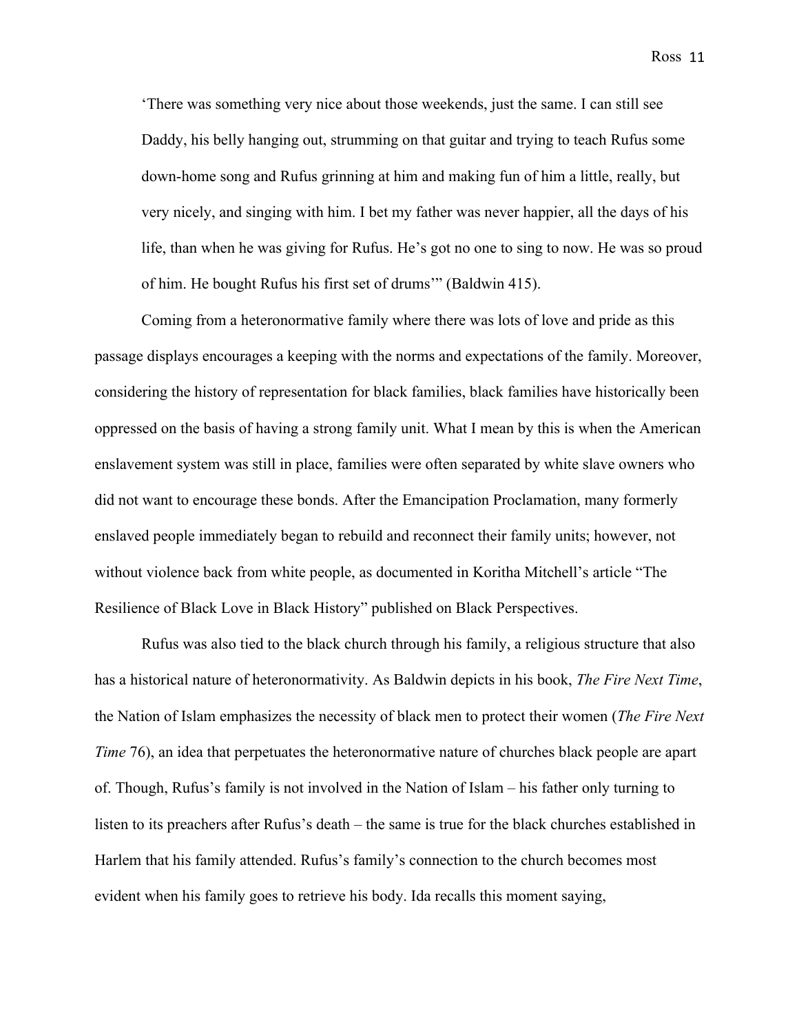> 'There was something very nice about those weekends, just the same. I can still see Daddy, his belly hanging out, strumming on that guitar and trying to teach Rufus some down-home song and Rufus grinning at him and making fun of him a little, really, but very nicely, and singing with him. I bet my father was never happier, all the days of his life, than when he was giving for Rufus. He's got no one to sing to now. He was so proud of him. He bought Rufus his first set of drums'" (Baldwin 415).

Coming from a heteronormative family where there was lots of love and pride as this passage displays encourages a keeping with the norms and expectations of the family. Moreover, considering the history of representation for black families, black families have historically been oppressed on the basis of having a strong family unit. What I mean by this is when the American enslavement system was still in place, families were often separated by white slave owners who did not want to encourage these bonds. After the Emancipation Proclamation, many formerly enslaved people immediately began to rebuild and reconnect their family units; however, not without violence back from white people, as documented in Koritha Mitchell's article "The Resilience of Black Love in Black History" published on Black Perspectives.

Rufus was also tied to the black church through his family, a religious structure that also has a historical nature of heteronormativity. As Baldwin depicts in his book, *The Fire Next Time*, the Nation of Islam emphasizes the necessity of black men to protect their women (*The Fire Next Time* 76), an idea that perpetuates the heteronormative nature of churches black people are apart of. Though, Rufus's family is not involved in the Nation of Islam – his father only turning to listen to its preachers after Rufus's death – the same is true for the black churches established in Harlem that his family attended. Rufus's family's connection to the church becomes most evident when his family goes to retrieve his body. Ida recalls this moment saying,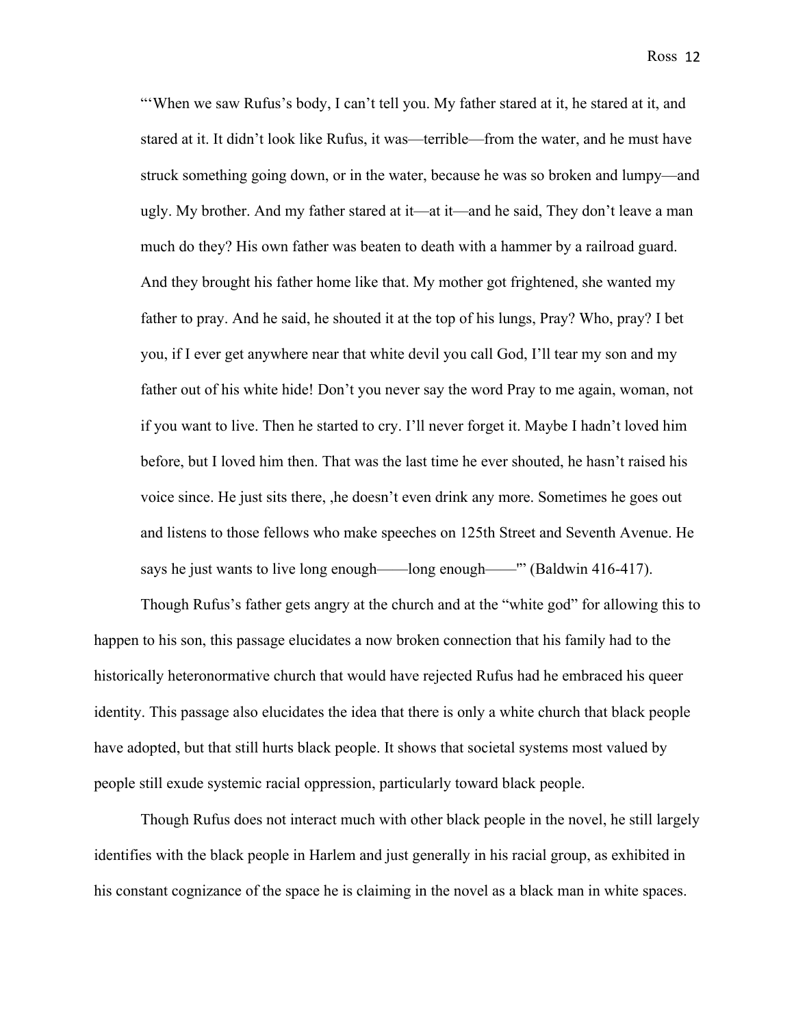> "'When we saw Rufus's body, I can't tell you. My father stared at it, he stared at it, and stared at it. It didn't look like Rufus, it was—terrible—from the water, and he must have struck something going down, or in the water, because he was so broken and lumpy—and ugly. My brother. And my father stared at it—at it—and he said, They don't leave a man much do they? His own father was beaten to death with a hammer by a railroad guard. And they brought his father home like that. My mother got frightened, she wanted my father to pray. And he said, he shouted it at the top of his lungs, Pray? Who, pray? I bet you, if I ever get anywhere near that white devil you call God, I'll tear my son and my father out of his white hide! Don't you never say the word Pray to me again, woman, not if you want to live. Then he started to cry. I'll never forget it. Maybe I hadn't loved him before, but I loved him then. That was the last time he ever shouted, he hasn't raised his voice since. He just sits there, ,he doesn't even drink any more. Sometimes he goes out and listens to those fellows who make speeches on 125th Street and Seventh Avenue. He says he just wants to live long enough——long enough——'" (Baldwin 416-417).

Though Rufus's father gets angry at the church and at the "white god" for allowing this to happen to his son, this passage elucidates a now broken connection that his family had to the historically heteronormative church that would have rejected Rufus had he embraced his queer identity. This passage also elucidates the idea that there is only a white church that black people have adopted, but that still hurts black people. It shows that societal systems most valued by people still exude systemic racial oppression, particularly toward black people.

Though Rufus does not interact much with other black people in the novel, he still largely identifies with the black people in Harlem and just generally in his racial group, as exhibited in his constant cognizance of the space he is claiming in the novel as a black man in white spaces.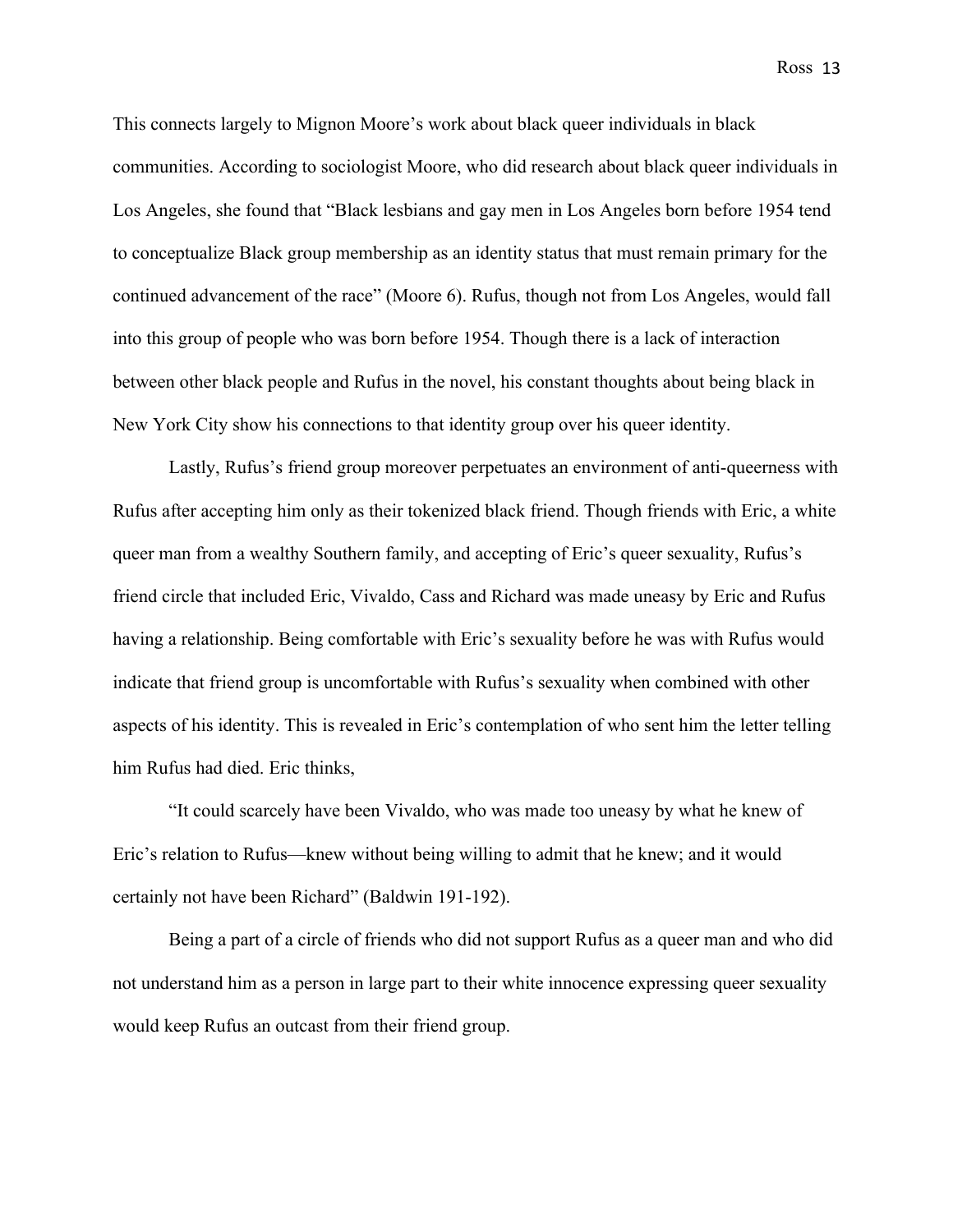This connects largely to Mignon Moore's work about black queer individuals in black communities. According to sociologist Moore, who did research about black queer individuals in Los Angeles, she found that "Black lesbians and gay men in Los Angeles born before 1954 tend to conceptualize Black group membership as an identity status that must remain primary for the continued advancement of the race" (Moore 6). Rufus, though not from Los Angeles, would fall into this group of people who was born before 1954. Though there is a lack of interaction between other black people and Rufus in the novel, his constant thoughts about being black in New York City show his connections to that identity group over his queer identity.

Lastly, Rufus's friend group moreover perpetuates an environment of anti-queerness with Rufus after accepting him only as their tokenized black friend. Though friends with Eric, a white queer man from a wealthy Southern family, and accepting of Eric's queer sexuality, Rufus's friend circle that included Eric, Vivaldo, Cass and Richard was made uneasy by Eric and Rufus having a relationship. Being comfortable with Eric's sexuality before he was with Rufus would indicate that friend group is uncomfortable with Rufus's sexuality when combined with other aspects of his identity. This is revealed in Eric's contemplation of who sent him the letter telling him Rufus had died. Eric thinks,

"It could scarcely have been Vivaldo, who was made too uneasy by what he knew of Eric's relation to Rufus—knew without being willing to admit that he knew; and it would certainly not have been Richard" (Baldwin 191-192).

Being a part of a circle of friends who did not support Rufus as a queer man and who did not understand him as a person in large part to their white innocence expressing queer sexuality would keep Rufus an outcast from their friend group.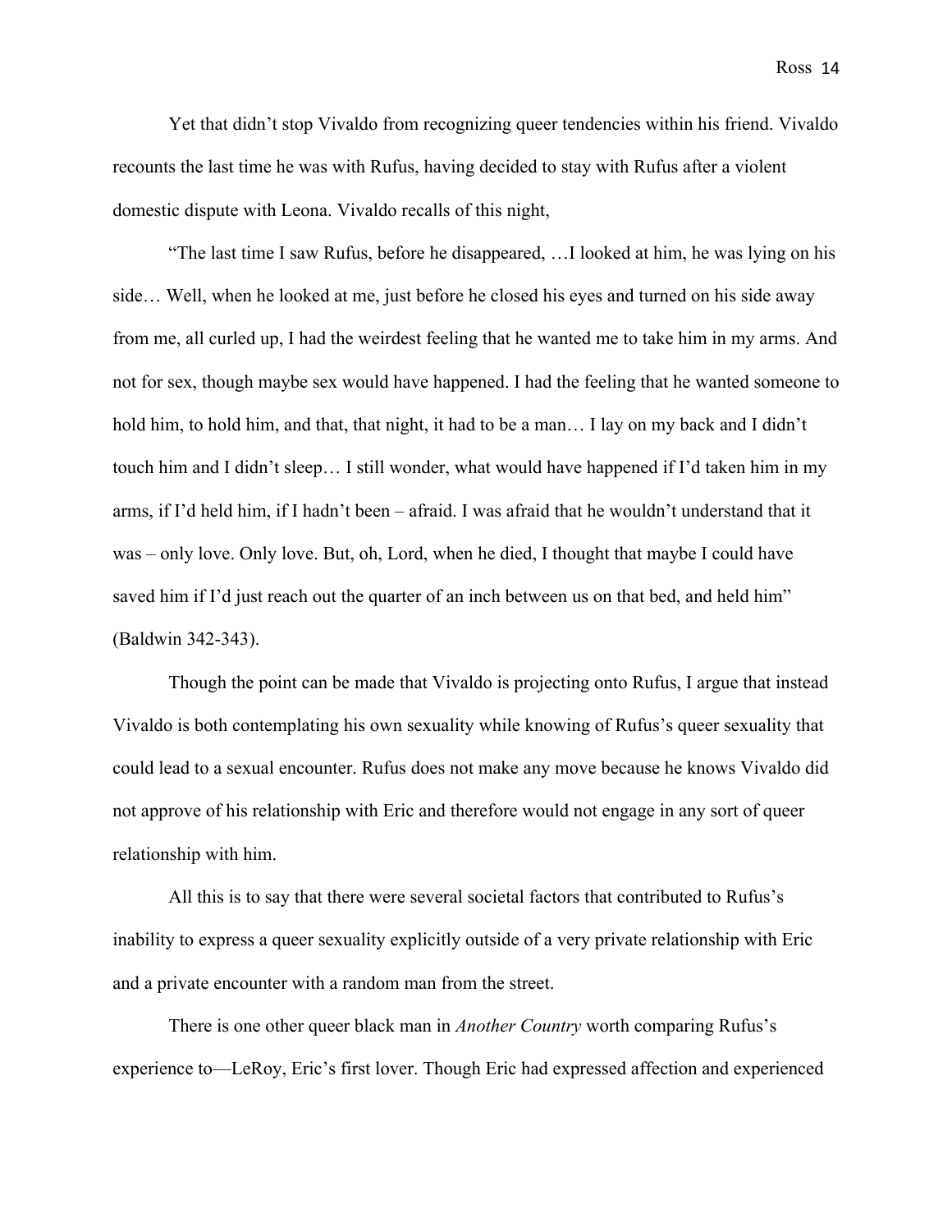Yet that didn't stop Vivaldo from recognizing queer tendencies within his friend. Vivaldo recounts the last time he was with Rufus, having decided to stay with Rufus after a violent domestic dispute with Leona. Vivaldo recalls of this night,

"The last time I saw Rufus, before he disappeared, …I looked at him, he was lying on his side… Well, when he looked at me, just before he closed his eyes and turned on his side away from me, all curled up, I had the weirdest feeling that he wanted me to take him in my arms. And not for sex, though maybe sex would have happened. I had the feeling that he wanted someone to hold him, to hold him, and that, that night, it had to be a man… I lay on my back and I didn't touch him and I didn't sleep… I still wonder, what would have happened if I'd taken him in my arms, if I'd held him, if I hadn't been – afraid. I was afraid that he wouldn't understand that it was – only love. Only love. But, oh, Lord, when he died, I thought that maybe I could have saved him if I'd just reach out the quarter of an inch between us on that bed, and held him" (Baldwin 342-343).

Though the point can be made that Vivaldo is projecting onto Rufus, I argue that instead Vivaldo is both contemplating his own sexuality while knowing of Rufus's queer sexuality that could lead to a sexual encounter. Rufus does not make any move because he knows Vivaldo did not approve of his relationship with Eric and therefore would not engage in any sort of queer relationship with him.

All this is to say that there were several societal factors that contributed to Rufus's inability to express a queer sexuality explicitly outside of a very private relationship with Eric and a private encounter with a random man from the street.

There is one other queer black man in *Another Country* worth comparing Rufus's experience to—LeRoy, Eric's first lover. Though Eric had expressed affection and experienced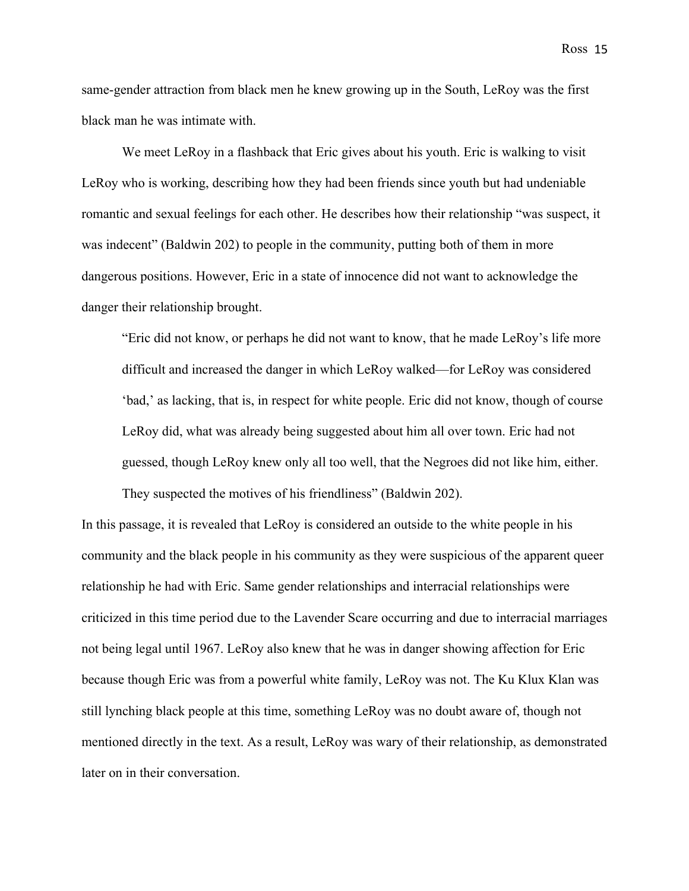same-gender attraction from black men he knew growing up in the South, LeRoy was the first black man he was intimate with.

We meet LeRoy in a flashback that Eric gives about his youth. Eric is walking to visit LeRoy who is working, describing how they had been friends since youth but had undeniable romantic and sexual feelings for each other. He describes how their relationship "was suspect, it was indecent" (Baldwin 202) to people in the community, putting both of them in more dangerous positions. However, Eric in a state of innocence did not want to acknowledge the danger their relationship brought.

> "Eric did not know, or perhaps he did not want to know, that he made LeRoy's life more difficult and increased the danger in which LeRoy walked—for LeRoy was considered 'bad,' as lacking, that is, in respect for white people. Eric did not know, though of course LeRoy did, what was already being suggested about him all over town. Eric had not guessed, though LeRoy knew only all too well, that the Negroes did not like him, either. They suspected the motives of his friendliness" (Baldwin 202).

In this passage, it is revealed that LeRoy is considered an outside to the white people in his community and the black people in his community as they were suspicious of the apparent queer relationship he had with Eric. Same gender relationships and interracial relationships were criticized in this time period due to the Lavender Scare occurring and due to interracial marriages not being legal until 1967. LeRoy also knew that he was in danger showing affection for Eric because though Eric was from a powerful white family, LeRoy was not. The Ku Klux Klan was still lynching black people at this time, something LeRoy was no doubt aware of, though not mentioned directly in the text. As a result, LeRoy was wary of their relationship, as demonstrated later on in their conversation.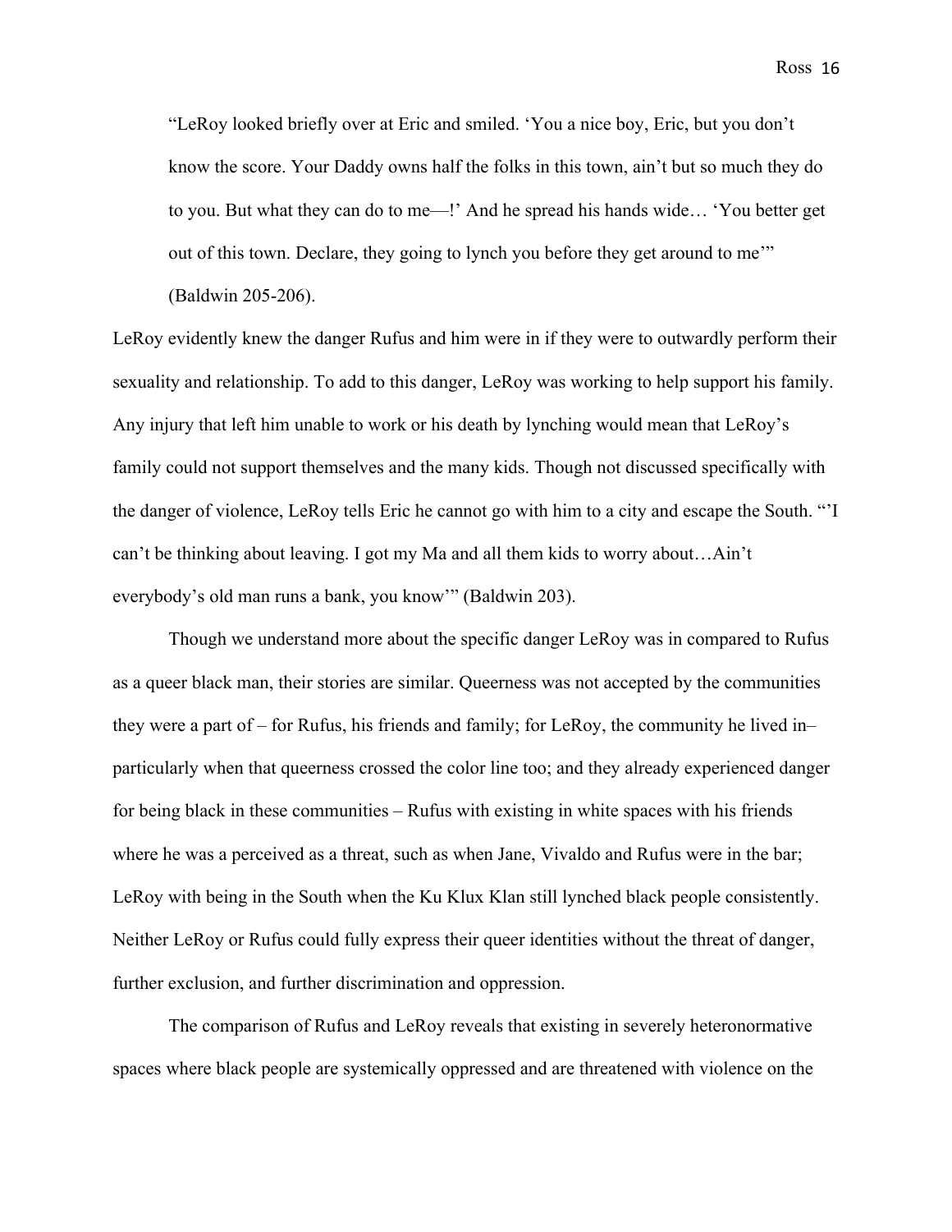> "LeRoy looked briefly over at Eric and smiled. 'You a nice boy, Eric, but you don't know the score. Your Daddy owns half the folks in this town, ain't but so much they do to you. But what they can do to me—!' And he spread his hands wide… 'You better get out of this town. Declare, they going to lynch you before they get around to me'" (Baldwin 205-206).

LeRoy evidently knew the danger Rufus and him were in if they were to outwardly perform their sexuality and relationship. To add to this danger, LeRoy was working to help support his family. Any injury that left him unable to work or his death by lynching would mean that LeRoy's family could not support themselves and the many kids. Though not discussed specifically with the danger of violence, LeRoy tells Eric he cannot go with him to a city and escape the South. "'I can't be thinking about leaving. I got my Ma and all them kids to worry about…Ain't everybody's old man runs a bank, you know'" (Baldwin 203).

Though we understand more about the specific danger LeRoy was in compared to Rufus as a queer black man, their stories are similar. Queerness was not accepted by the communities they were a part of – for Rufus, his friends and family; for LeRoy, the community he lived in– particularly when that queerness crossed the color line too; and they already experienced danger for being black in these communities – Rufus with existing in white spaces with his friends where he was a perceived as a threat, such as when Jane, Vivaldo and Rufus were in the bar; LeRoy with being in the South when the Ku Klux Klan still lynched black people consistently. Neither LeRoy or Rufus could fully express their queer identities without the threat of danger, further exclusion, and further discrimination and oppression.

The comparison of Rufus and LeRoy reveals that existing in severely heteronormative spaces where black people are systemically oppressed and are threatened with violence on the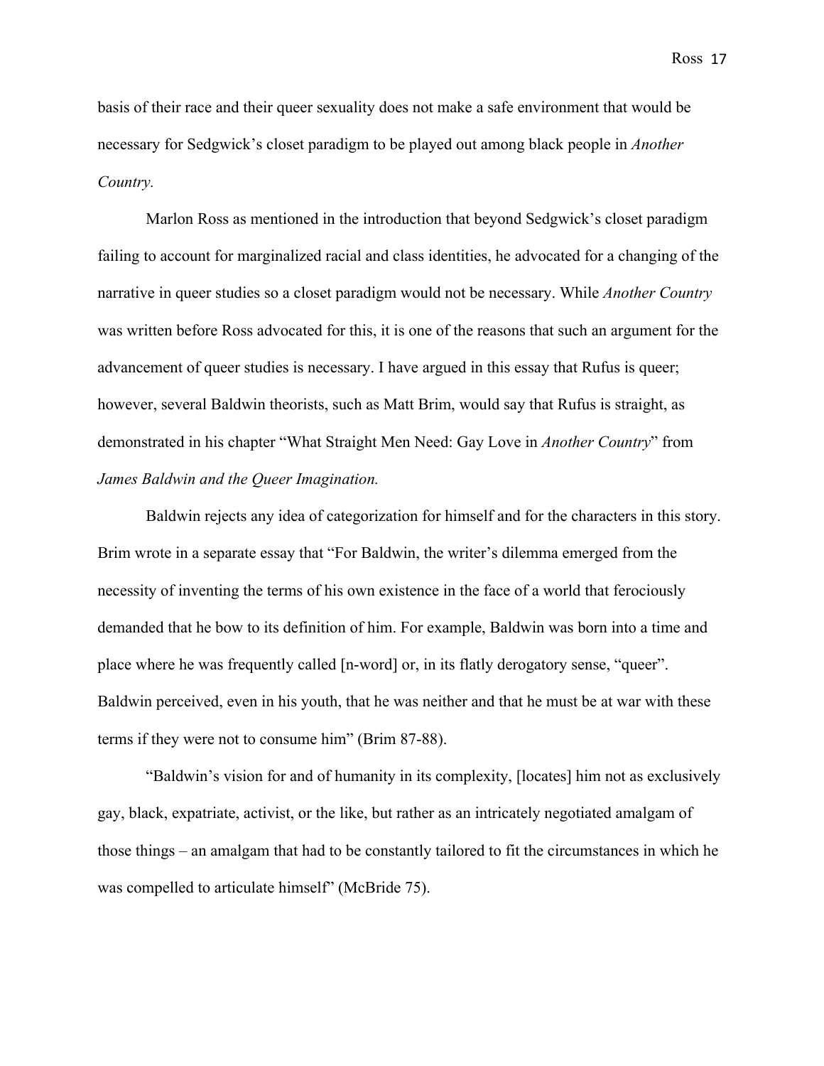basis of their race and their queer sexuality does not make a safe environment that would be necessary for Sedgwick's closet paradigm to be played out among black people in *Another Country.*

Marlon Ross as mentioned in the introduction that beyond Sedgwick's closet paradigm failing to account for marginalized racial and class identities, he advocated for a changing of the narrative in queer studies so a closet paradigm would not be necessary. While *Another Country* was written before Ross advocated for this, it is one of the reasons that such an argument for the advancement of queer studies is necessary. I have argued in this essay that Rufus is queer; however, several Baldwin theorists, such as Matt Brim, would say that Rufus is straight, as demonstrated in his chapter "What Straight Men Need: Gay Love in *Another Country*" from *James Baldwin and the Queer Imagination.*

Baldwin rejects any idea of categorization for himself and for the characters in this story. Brim wrote in a separate essay that "For Baldwin, the writer's dilemma emerged from the necessity of inventing the terms of his own existence in the face of a world that ferociously demanded that he bow to its definition of him. For example, Baldwin was born into a time and place where he was frequently called [n-word] or, in its flatly derogatory sense, "queer". Baldwin perceived, even in his youth, that he was neither and that he must be at war with these terms if they were not to consume him" (Brim 87-88).

"Baldwin's vision for and of humanity in its complexity, [locates] him not as exclusively gay, black, expatriate, activist, or the like, but rather as an intricately negotiated amalgam of those things – an amalgam that had to be constantly tailored to fit the circumstances in which he was compelled to articulate himself" (McBride 75).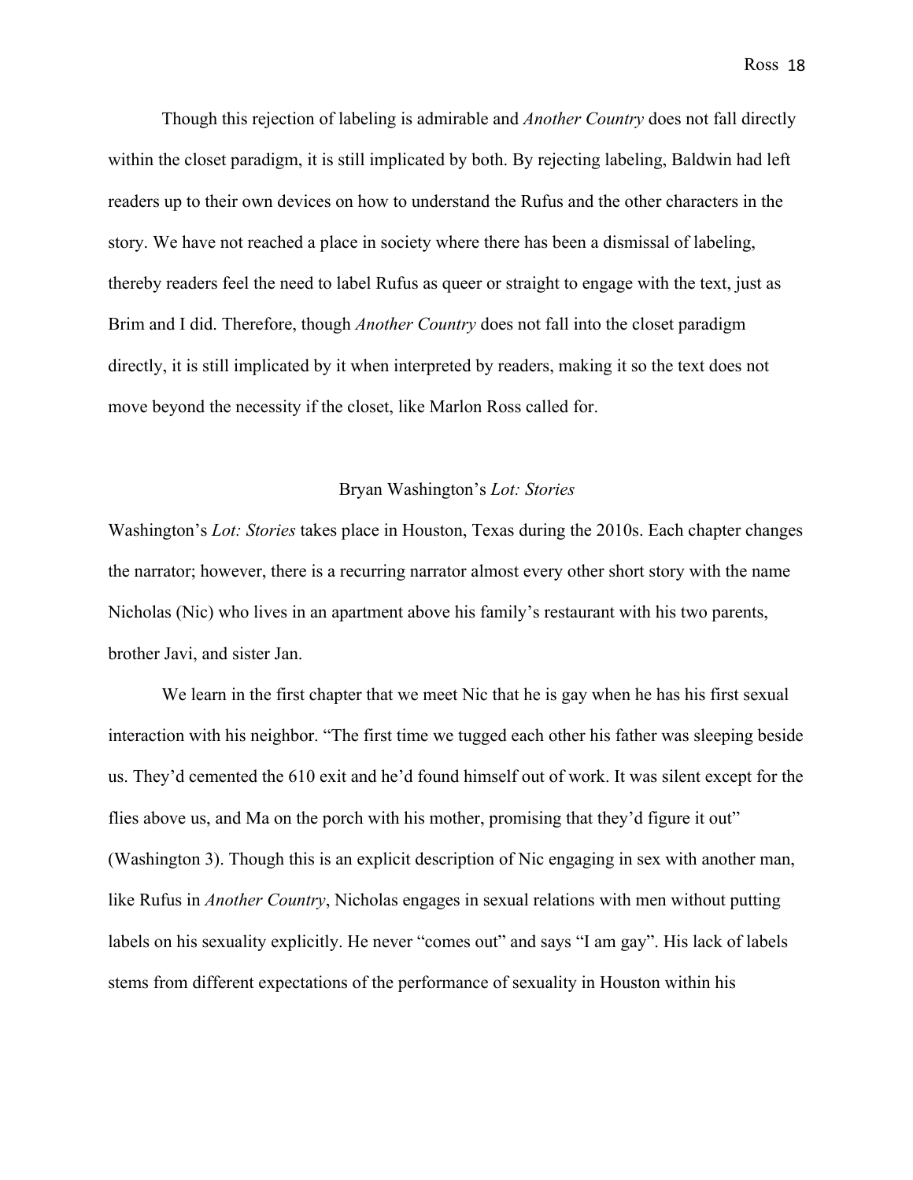Though this rejection of labeling is admirable and *Another Country* does not fall directly within the closet paradigm, it is still implicated by both. By rejecting labeling, Baldwin had left readers up to their own devices on how to understand the Rufus and the other characters in the story. We have not reached a place in society where there has been a dismissal of labeling, thereby readers feel the need to label Rufus as queer or straight to engage with the text, just as Brim and I did. Therefore, though *Another Country* does not fall into the closet paradigm directly, it is still implicated by it when interpreted by readers, making it so the text does not move beyond the necessity if the closet, like Marlon Ross called for.

## Bryan Washington's *Lot: Stories*

Washington's *Lot: Stories* takes place in Houston, Texas during the 2010s. Each chapter changes the narrator; however, there is a recurring narrator almost every other short story with the name Nicholas (Nic) who lives in an apartment above his family's restaurant with his two parents, brother Javi, and sister Jan.

We learn in the first chapter that we meet Nic that he is gay when he has his first sexual interaction with his neighbor. "The first time we tugged each other his father was sleeping beside us. They'd cemented the 610 exit and he'd found himself out of work. It was silent except for the flies above us, and Ma on the porch with his mother, promising that they'd figure it out" (Washington 3). Though this is an explicit description of Nic engaging in sex with another man, like Rufus in *Another Country*, Nicholas engages in sexual relations with men without putting labels on his sexuality explicitly. He never "comes out" and says "I am gay". His lack of labels stems from different expectations of the performance of sexuality in Houston within his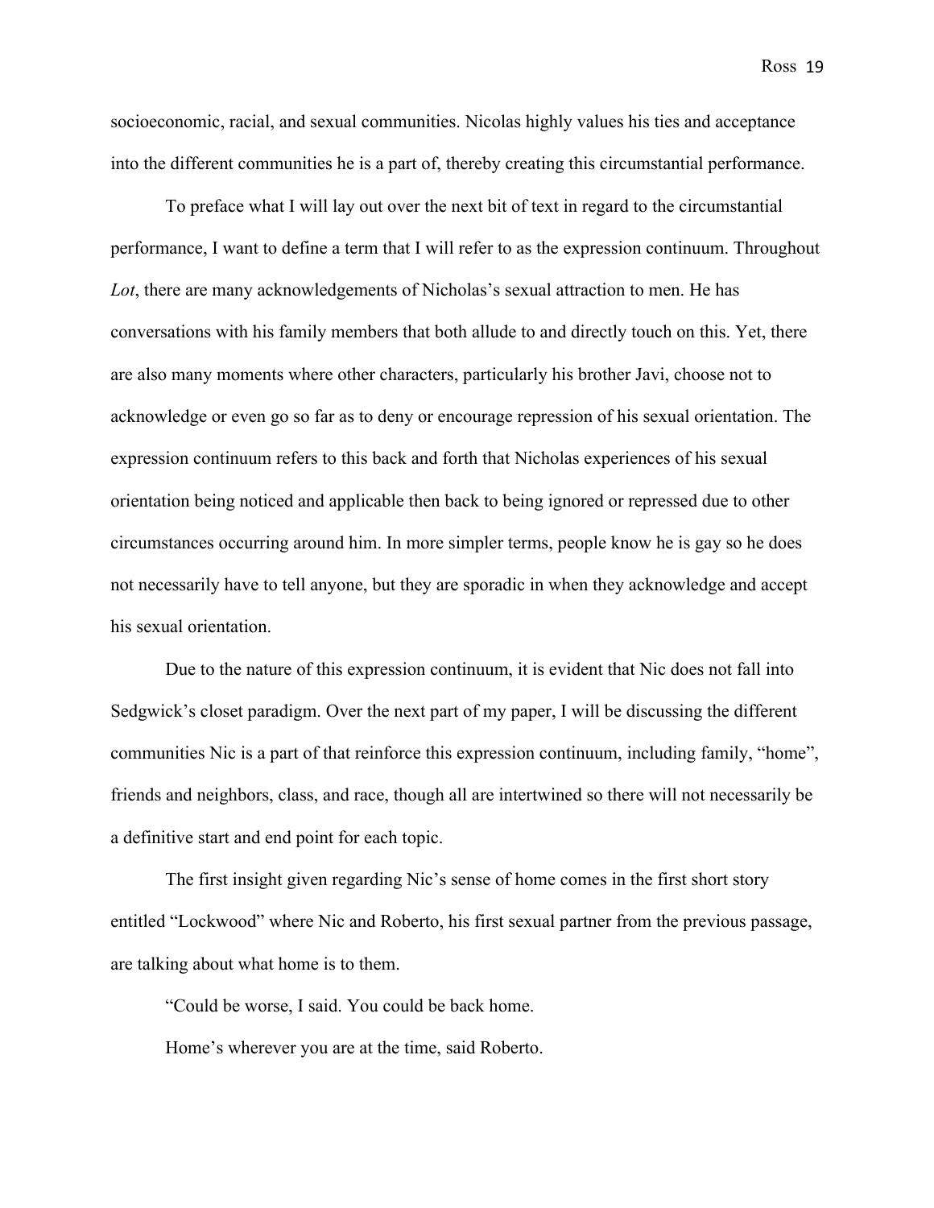socioeconomic, racial, and sexual communities. Nicolas highly values his ties and acceptance into the different communities he is a part of, thereby creating this circumstantial performance.

To preface what I will lay out over the next bit of text in regard to the circumstantial performance, I want to define a term that I will refer to as the expression continuum. Throughout *Lot*, there are many acknowledgements of Nicholas's sexual attraction to men. He has conversations with his family members that both allude to and directly touch on this. Yet, there are also many moments where other characters, particularly his brother Javi, choose not to acknowledge or even go so far as to deny or encourage repression of his sexual orientation. The expression continuum refers to this back and forth that Nicholas experiences of his sexual orientation being noticed and applicable then back to being ignored or repressed due to other circumstances occurring around him. In more simpler terms, people know he is gay so he does not necessarily have to tell anyone, but they are sporadic in when they acknowledge and accept his sexual orientation.

Due to the nature of this expression continuum, it is evident that Nic does not fall into Sedgwick's closet paradigm. Over the next part of my paper, I will be discussing the different communities Nic is a part of that reinforce this expression continuum, including family, "home", friends and neighbors, class, and race, though all are intertwined so there will not necessarily be a definitive start and end point for each topic.

The first insight given regarding Nic's sense of home comes in the first short story entitled "Lockwood" where Nic and Roberto, his first sexual partner from the previous passage, are talking about what home is to them.

"Could be worse, I said. You could be back home.

Home's wherever you are at the time, said Roberto.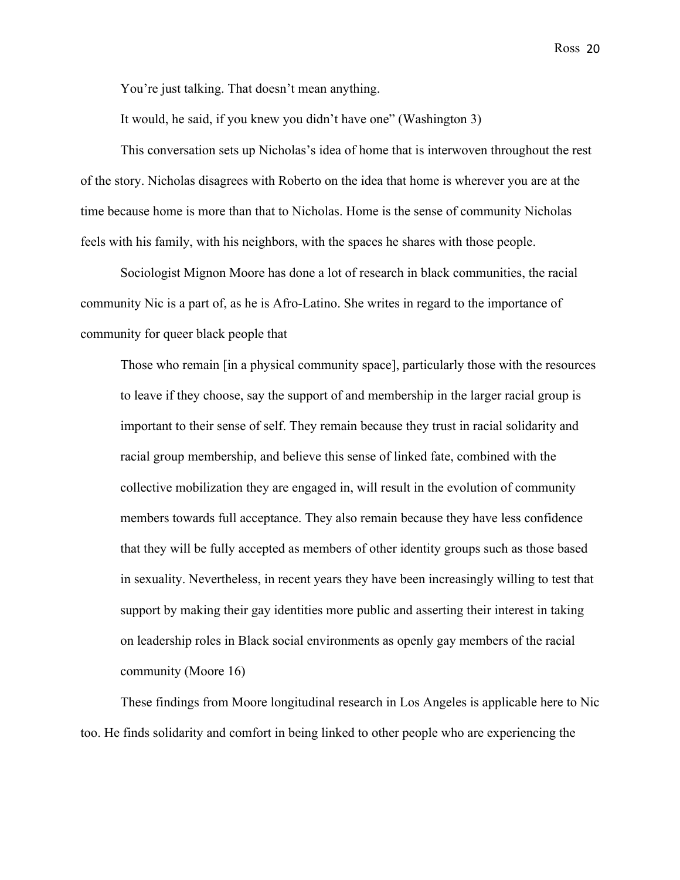You're just talking. That doesn't mean anything.

It would, he said, if you knew you didn't have one" (Washington 3)

This conversation sets up Nicholas's idea of home that is interwoven throughout the rest of the story. Nicholas disagrees with Roberto on the idea that home is wherever you are at the time because home is more than that to Nicholas. Home is the sense of community Nicholas feels with his family, with his neighbors, with the spaces he shares with those people.

Sociologist Mignon Moore has done a lot of research in black communities, the racial community Nic is a part of, as he is Afro-Latino. She writes in regard to the importance of community for queer black people that

> Those who remain [in a physical community space], particularly those with the resources to leave if they choose, say the support of and membership in the larger racial group is important to their sense of self. They remain because they trust in racial solidarity and racial group membership, and believe this sense of linked fate, combined with the collective mobilization they are engaged in, will result in the evolution of community members towards full acceptance. They also remain because they have less confidence that they will be fully accepted as members of other identity groups such as those based in sexuality. Nevertheless, in recent years they have been increasingly willing to test that support by making their gay identities more public and asserting their interest in taking on leadership roles in Black social environments as openly gay members of the racial community (Moore 16)

These findings from Moore longitudinal research in Los Angeles is applicable here to Nic too. He finds solidarity and comfort in being linked to other people who are experiencing the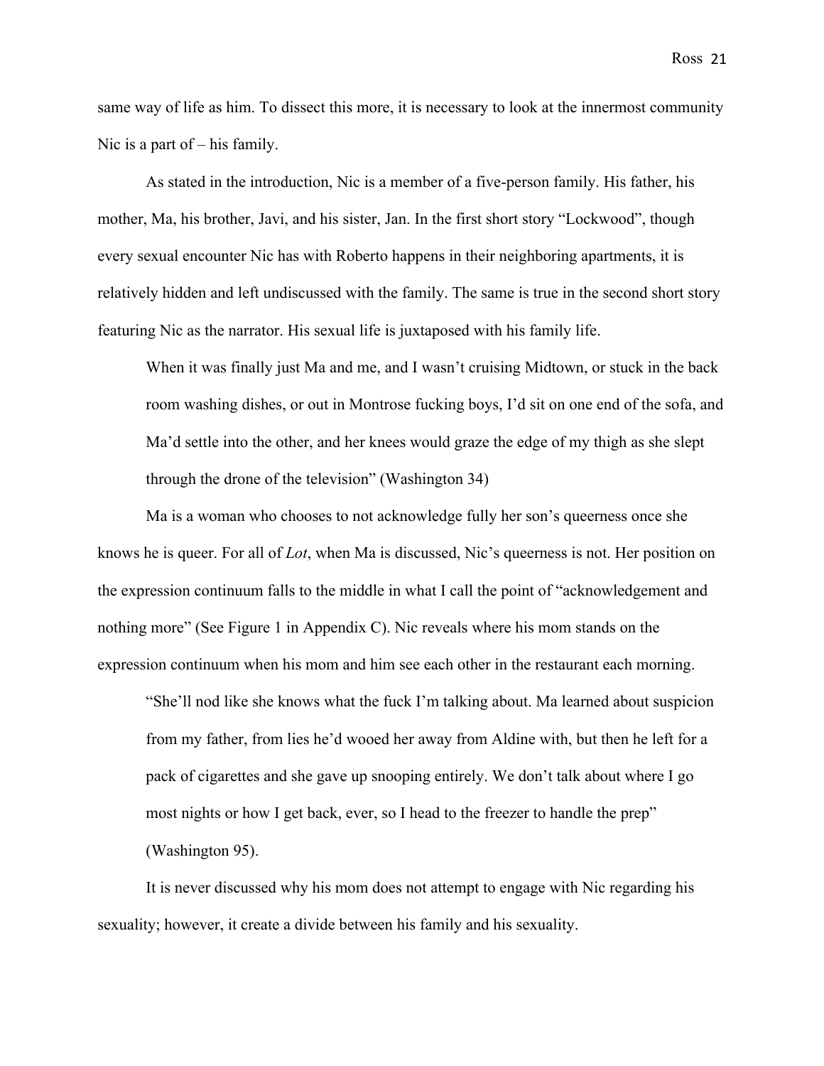same way of life as him. To dissect this more, it is necessary to look at the innermost community Nic is a part of – his family.

As stated in the introduction, Nic is a member of a five-person family. His father, his mother, Ma, his brother, Javi, and his sister, Jan. In the first short story "Lockwood", though every sexual encounter Nic has with Roberto happens in their neighboring apartments, it is relatively hidden and left undiscussed with the family. The same is true in the second short story featuring Nic as the narrator. His sexual life is juxtaposed with his family life.

> When it was finally just Ma and me, and I wasn't cruising Midtown, or stuck in the back room washing dishes, or out in Montrose fucking boys, I'd sit on one end of the sofa, and Ma'd settle into the other, and her knees would graze the edge of my thigh as she slept through the drone of the television" (Washington 34)

Ma is a woman who chooses to not acknowledge fully her son's queerness once she knows he is queer. For all of *Lot*, when Ma is discussed, Nic's queerness is not. Her position on the expression continuum falls to the middle in what I call the point of "acknowledgement and nothing more" (See Figure 1 in Appendix C). Nic reveals where his mom stands on the expression continuum when his mom and him see each other in the restaurant each morning.

> "She'll nod like she knows what the fuck I'm talking about. Ma learned about suspicion from my father, from lies he'd wooed her away from Aldine with, but then he left for a pack of cigarettes and she gave up snooping entirely. We don't talk about where I go most nights or how I get back, ever, so I head to the freezer to handle the prep" (Washington 95).

It is never discussed why his mom does not attempt to engage with Nic regarding his sexuality; however, it create a divide between his family and his sexuality.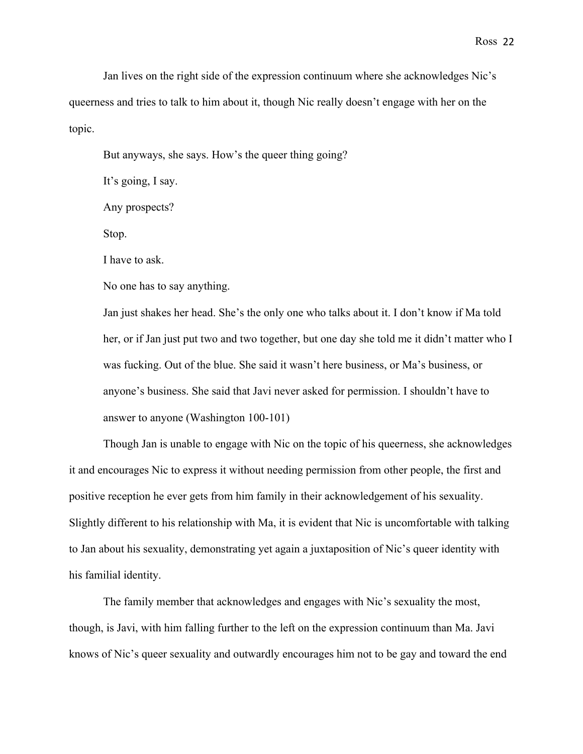Jan lives on the right side of the expression continuum where she acknowledges Nic's queerness and tries to talk to him about it, though Nic really doesn't engage with her on the topic.

> But anyways, she says. How's the queer thing going?
>
> It's going, I say.
>
> Any prospects?
>
> Stop.
>
> I have to ask.
>
> No one has to say anything.
>
> Jan just shakes her head. She's the only one who talks about it. I don't know if Ma told her, or if Jan just put two and two together, but one day she told me it didn't matter who I was fucking. Out of the blue. She said it wasn't here business, or Ma's business, or anyone's business. She said that Javi never asked for permission. I shouldn't have to answer to anyone (Washington 100-101)

Though Jan is unable to engage with Nic on the topic of his queerness, she acknowledges it and encourages Nic to express it without needing permission from other people, the first and positive reception he ever gets from him family in their acknowledgement of his sexuality. Slightly different to his relationship with Ma, it is evident that Nic is uncomfortable with talking to Jan about his sexuality, demonstrating yet again a juxtaposition of Nic's queer identity with his familial identity.

The family member that acknowledges and engages with Nic's sexuality the most, though, is Javi, with him falling further to the left on the expression continuum than Ma. Javi knows of Nic's queer sexuality and outwardly encourages him not to be gay and toward the end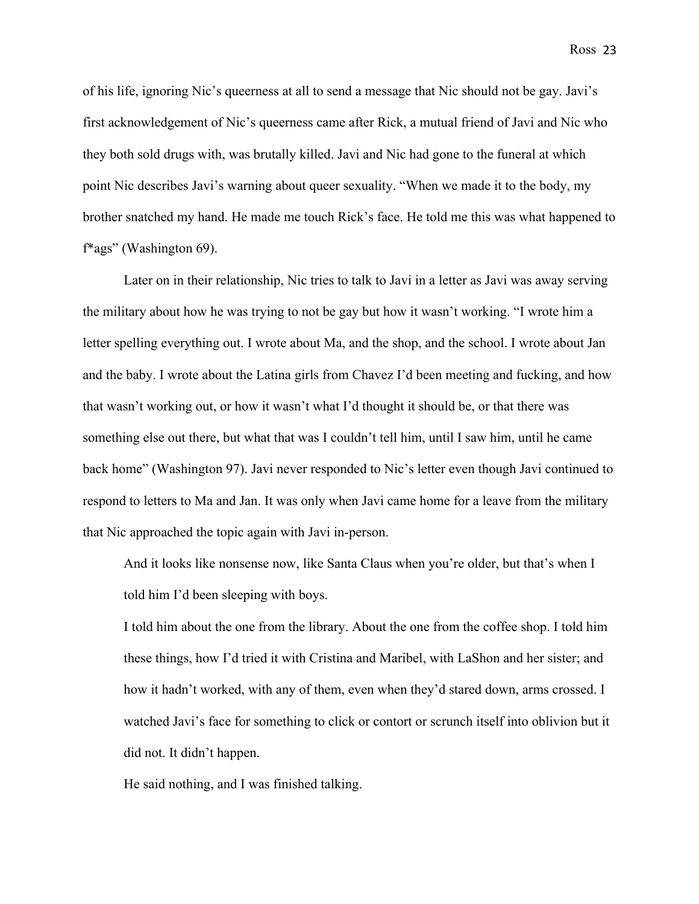of his life, ignoring Nic's queerness at all to send a message that Nic should not be gay. Javi's first acknowledgement of Nic's queerness came after Rick, a mutual friend of Javi and Nic who they both sold drugs with, was brutally killed. Javi and Nic had gone to the funeral at which point Nic describes Javi's warning about queer sexuality. "When we made it to the body, my brother snatched my hand. He made me touch Rick's face. He told me this was what happened to f*ags" (Washington 69).

Later on in their relationship, Nic tries to talk to Javi in a letter as Javi was away serving the military about how he was trying to not be gay but how it wasn't working. "I wrote him a letter spelling everything out. I wrote about Ma, and the shop, and the school. I wrote about Jan and the baby. I wrote about the Latina girls from Chavez I'd been meeting and fucking, and how that wasn't working out, or how it wasn't what I'd thought it should be, or that there was something else out there, but what that was I couldn't tell him, until I saw him, until he came back home" (Washington 97). Javi never responded to Nic's letter even though Javi continued to respond to letters to Ma and Jan. It was only when Javi came home for a leave from the military that Nic approached the topic again with Javi in-person.

> And it looks like nonsense now, like Santa Claus when you're older, but that's when I told him I'd been sleeping with boys.
>
> I told him about the one from the library. About the one from the coffee shop. I told him these things, how I'd tried it with Cristina and Maribel, with LaShon and her sister; and how it hadn't worked, with any of them, even when they'd stared down, arms crossed. I watched Javi's face for something to click or contort or scrunch itself into oblivion but it did not. It didn't happen.
>
> He said nothing, and I was finished talking.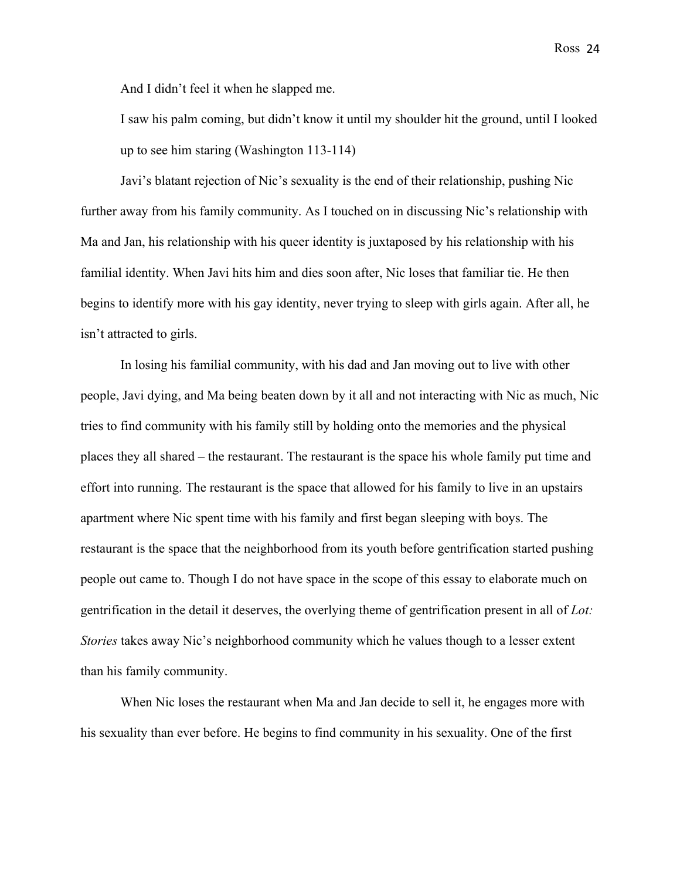And I didn't feel it when he slapped me.

I saw his palm coming, but didn't know it until my shoulder hit the ground, until I looked up to see him staring (Washington 113-114)

Javi's blatant rejection of Nic's sexuality is the end of their relationship, pushing Nic further away from his family community. As I touched on in discussing Nic's relationship with Ma and Jan, his relationship with his queer identity is juxtaposed by his relationship with his familial identity. When Javi hits him and dies soon after, Nic loses that familiar tie. He then begins to identify more with his gay identity, never trying to sleep with girls again. After all, he isn't attracted to girls.

In losing his familial community, with his dad and Jan moving out to live with other people, Javi dying, and Ma being beaten down by it all and not interacting with Nic as much, Nic tries to find community with his family still by holding onto the memories and the physical places they all shared – the restaurant. The restaurant is the space his whole family put time and effort into running. The restaurant is the space that allowed for his family to live in an upstairs apartment where Nic spent time with his family and first began sleeping with boys. The restaurant is the space that the neighborhood from its youth before gentrification started pushing people out came to. Though I do not have space in the scope of this essay to elaborate much on gentrification in the detail it deserves, the overlying theme of gentrification present in all of *Lot: Stories* takes away Nic's neighborhood community which he values though to a lesser extent than his family community.

When Nic loses the restaurant when Ma and Jan decide to sell it, he engages more with his sexuality than ever before. He begins to find community in his sexuality. One of the first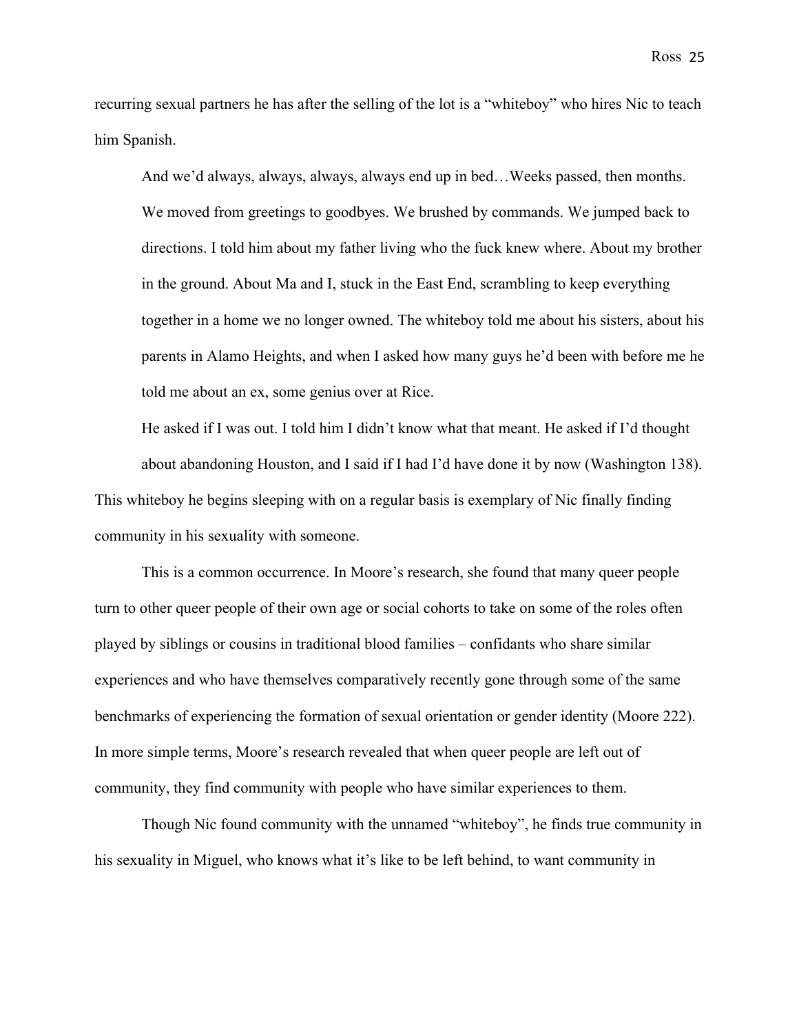recurring sexual partners he has after the selling of the lot is a "whiteboy" who hires Nic to teach him Spanish.

> And we'd always, always, always, always end up in bed…Weeks passed, then months. We moved from greetings to goodbyes. We brushed by commands. We jumped back to directions. I told him about my father living who the fuck knew where. About my brother in the ground. About Ma and I, stuck in the East End, scrambling to keep everything together in a home we no longer owned. The whiteboy told me about his sisters, about his parents in Alamo Heights, and when I asked how many guys he'd been with before me he told me about an ex, some genius over at Rice.
>
> He asked if I was out. I told him I didn't know what that meant. He asked if I'd thought about abandoning Houston, and I said if I had I'd have done it by now (Washington 138).

This whiteboy he begins sleeping with on a regular basis is exemplary of Nic finally finding community in his sexuality with someone.

This is a common occurrence. In Moore's research, she found that many queer people turn to other queer people of their own age or social cohorts to take on some of the roles often played by siblings or cousins in traditional blood families – confidants who share similar experiences and who have themselves comparatively recently gone through some of the same benchmarks of experiencing the formation of sexual orientation or gender identity (Moore 222). In more simple terms, Moore's research revealed that when queer people are left out of community, they find community with people who have similar experiences to them.

Though Nic found community with the unnamed "whiteboy", he finds true community in his sexuality in Miguel, who knows what it's like to be left behind, to want community in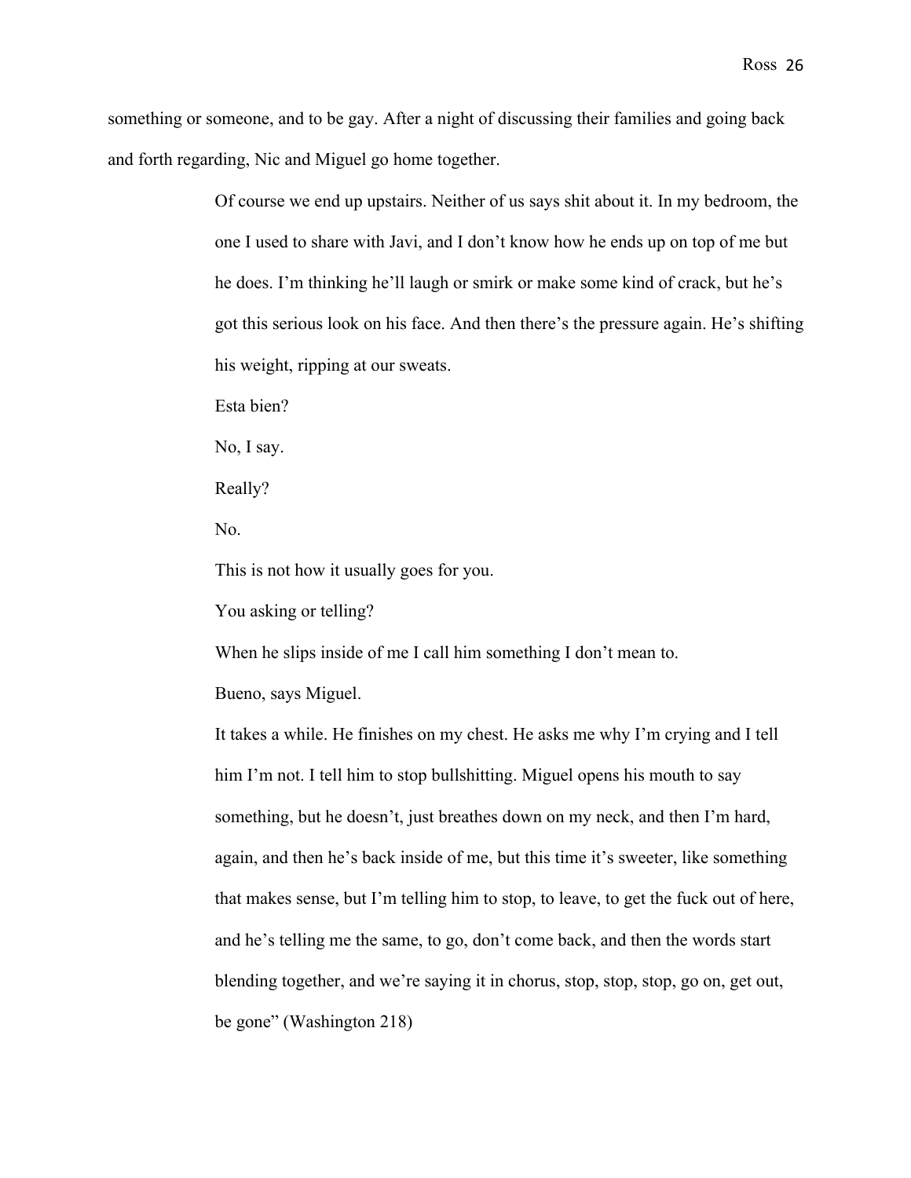something or someone, and to be gay. After a night of discussing their families and going back and forth regarding, Nic and Miguel go home together.

> Of course we end up upstairs. Neither of us says shit about it. In my bedroom, the one I used to share with Javi, and I don't know how he ends up on top of me but he does. I'm thinking he'll laugh or smirk or make some kind of crack, but he's got this serious look on his face. And then there's the pressure again. He's shifting his weight, ripping at our sweats.
>
> Esta bien?
>
> No, I say.
>
> Really?
>
> No.
>
> This is not how it usually goes for you.
>
> You asking or telling?
>
> When he slips inside of me I call him something I don't mean to.
>
> Bueno, says Miguel.
>
> It takes a while. He finishes on my chest. He asks me why I'm crying and I tell him I'm not. I tell him to stop bullshitting. Miguel opens his mouth to say something, but he doesn't, just breathes down on my neck, and then I'm hard, again, and then he's back inside of me, but this time it's sweeter, like something that makes sense, but I'm telling him to stop, to leave, to get the fuck out of here, and he's telling me the same, to go, don't come back, and then the words start blending together, and we're saying it in chorus, stop, stop, stop, go on, get out, be gone" (Washington 218)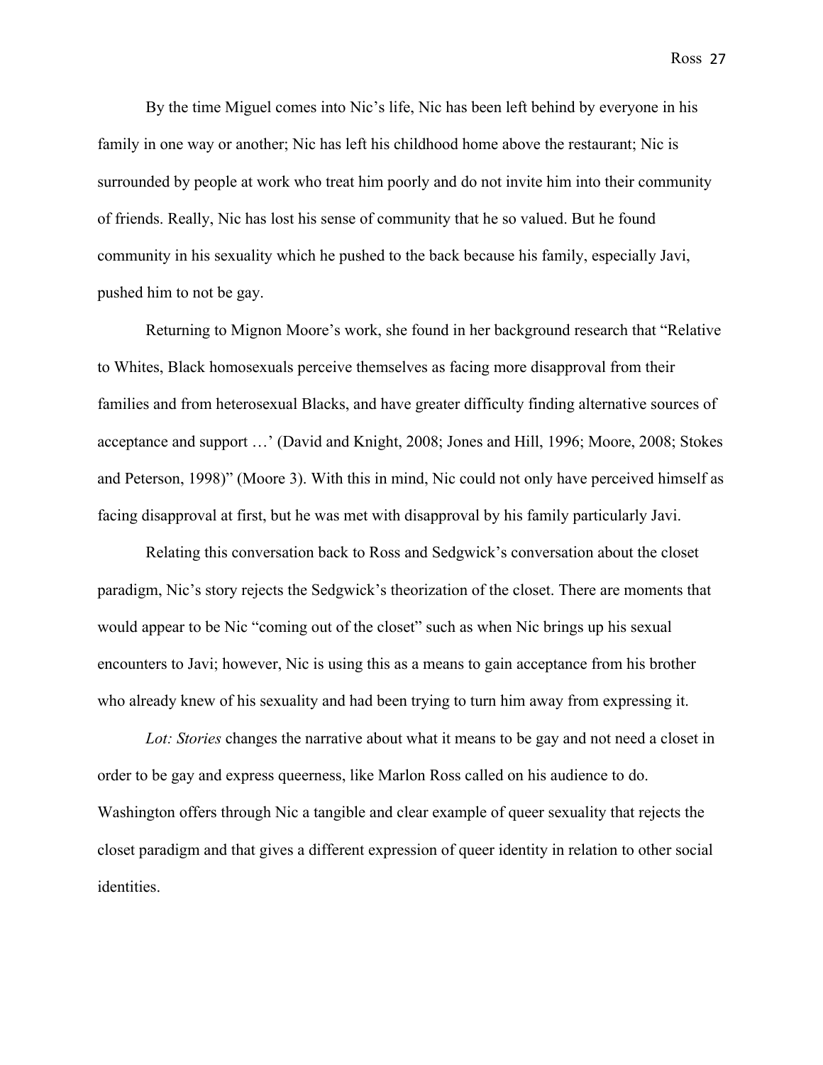By the time Miguel comes into Nic's life, Nic has been left behind by everyone in his family in one way or another; Nic has left his childhood home above the restaurant; Nic is surrounded by people at work who treat him poorly and do not invite him into their community of friends. Really, Nic has lost his sense of community that he so valued. But he found community in his sexuality which he pushed to the back because his family, especially Javi, pushed him to not be gay.

Returning to Mignon Moore's work, she found in her background research that "Relative to Whites, Black homosexuals perceive themselves as facing more disapproval from their families and from heterosexual Blacks, and have greater difficulty finding alternative sources of acceptance and support …' (David and Knight, 2008; Jones and Hill, 1996; Moore, 2008; Stokes and Peterson, 1998)" (Moore 3). With this in mind, Nic could not only have perceived himself as facing disapproval at first, but he was met with disapproval by his family particularly Javi.

Relating this conversation back to Ross and Sedgwick's conversation about the closet paradigm, Nic's story rejects the Sedgwick's theorization of the closet. There are moments that would appear to be Nic "coming out of the closet" such as when Nic brings up his sexual encounters to Javi; however, Nic is using this as a means to gain acceptance from his brother who already knew of his sexuality and had been trying to turn him away from expressing it.

*Lot: Stories* changes the narrative about what it means to be gay and not need a closet in order to be gay and express queerness, like Marlon Ross called on his audience to do. Washington offers through Nic a tangible and clear example of queer sexuality that rejects the closet paradigm and that gives a different expression of queer identity in relation to other social identities.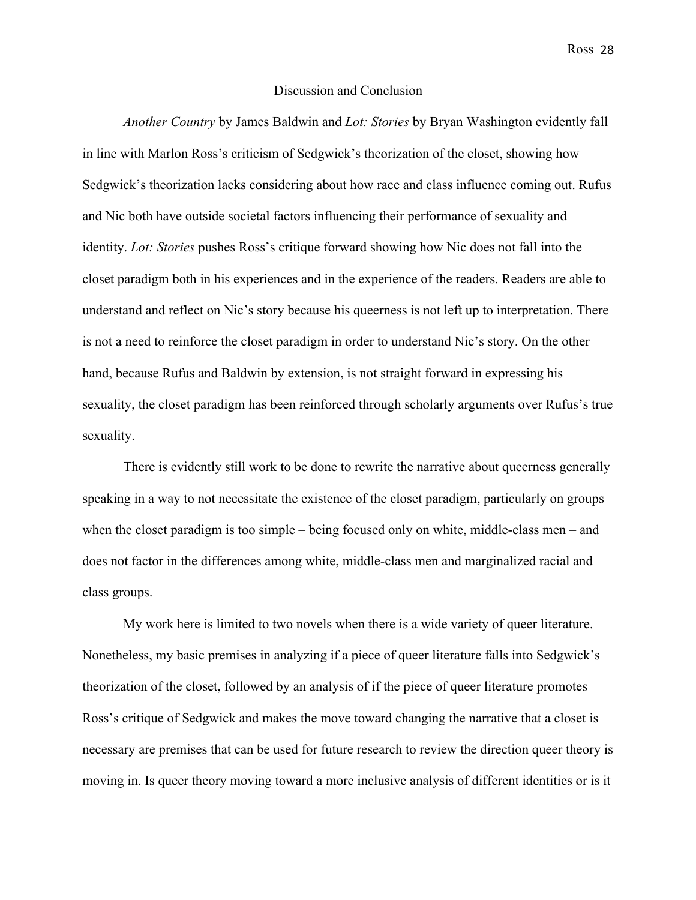## Discussion and Conclusion

*Another Country* by James Baldwin and *Lot: Stories* by Bryan Washington evidently fall in line with Marlon Ross's criticism of Sedgwick's theorization of the closet, showing how Sedgwick's theorization lacks considering about how race and class influence coming out. Rufus and Nic both have outside societal factors influencing their performance of sexuality and identity. *Lot: Stories* pushes Ross's critique forward showing how Nic does not fall into the closet paradigm both in his experiences and in the experience of the readers. Readers are able to understand and reflect on Nic's story because his queerness is not left up to interpretation. There is not a need to reinforce the closet paradigm in order to understand Nic's story. On the other hand, because Rufus and Baldwin by extension, is not straight forward in expressing his sexuality, the closet paradigm has been reinforced through scholarly arguments over Rufus's true sexuality.

There is evidently still work to be done to rewrite the narrative about queerness generally speaking in a way to not necessitate the existence of the closet paradigm, particularly on groups when the closet paradigm is too simple – being focused only on white, middle-class men – and does not factor in the differences among white, middle-class men and marginalized racial and class groups.

My work here is limited to two novels when there is a wide variety of queer literature. Nonetheless, my basic premises in analyzing if a piece of queer literature falls into Sedgwick's theorization of the closet, followed by an analysis of if the piece of queer literature promotes Ross's critique of Sedgwick and makes the move toward changing the narrative that a closet is necessary are premises that can be used for future research to review the direction queer theory is moving in. Is queer theory moving toward a more inclusive analysis of different identities or is it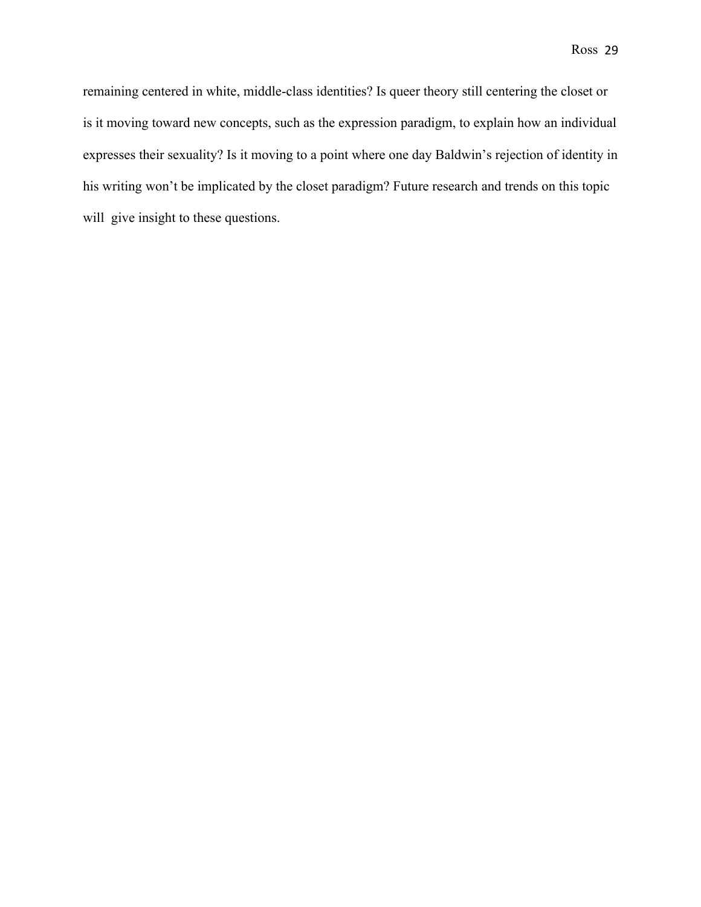remaining centered in white, middle-class identities? Is queer theory still centering the closet or is it moving toward new concepts, such as the expression paradigm, to explain how an individual expresses their sexuality? Is it moving to a point where one day Baldwin's rejection of identity in his writing won't be implicated by the closet paradigm? Future research and trends on this topic will give insight to these questions.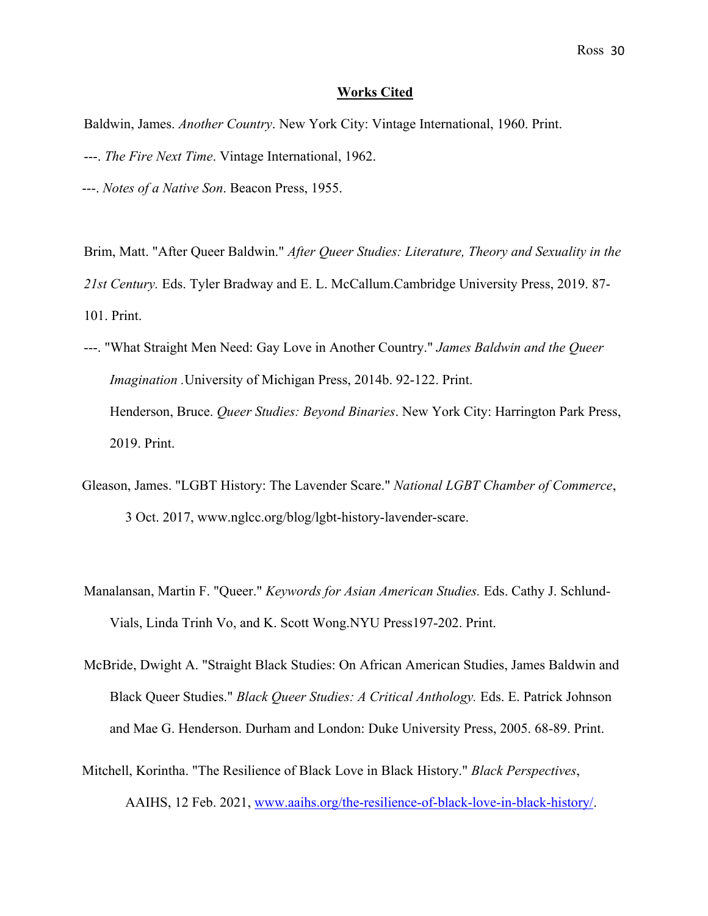# Works Cited

Baldwin, James. *Another Country*. New York City: Vintage International, 1960. Print.

---. *The Fire Next Time*. Vintage International, 1962.

---. *Notes of a Native Son*. Beacon Press, 1955.

Brim, Matt. "After Queer Baldwin." *After Queer Studies: Literature, Theory and Sexuality in the 21st Century.* Eds. Tyler Bradway and E. L. McCallum.Cambridge University Press, 2019. 87-101. Print.

---. "What Straight Men Need: Gay Love in Another Country." *James Baldwin and the Queer Imagination* .University of Michigan Press, 2014b. 92-122. Print.

Henderson, Bruce. *Queer Studies: Beyond Binaries*. New York City: Harrington Park Press, 2019. Print.

Gleason, James. "LGBT History: The Lavender Scare." *National LGBT Chamber of Commerce*, 3 Oct. 2017, www.nglcc.org/blog/lgbt-history-lavender-scare.

Manalansan, Martin F. "Queer." *Keywords for Asian American Studies.* Eds. Cathy J. Schlund-Vials, Linda Trinh Vo, and K. Scott Wong.NYU Press197-202. Print.

McBride, Dwight A. "Straight Black Studies: On African American Studies, James Baldwin and Black Queer Studies." *Black Queer Studies: A Critical Anthology.* Eds. E. Patrick Johnson and Mae G. Henderson. Durham and London: Duke University Press, 2005. 68-89. Print.

Mitchell, Korintha. "The Resilience of Black Love in Black History." *Black Perspectives*, AAIHS, 12 Feb. 2021, www.aaihs.org/the-resilience-of-black-love-in-black-history/.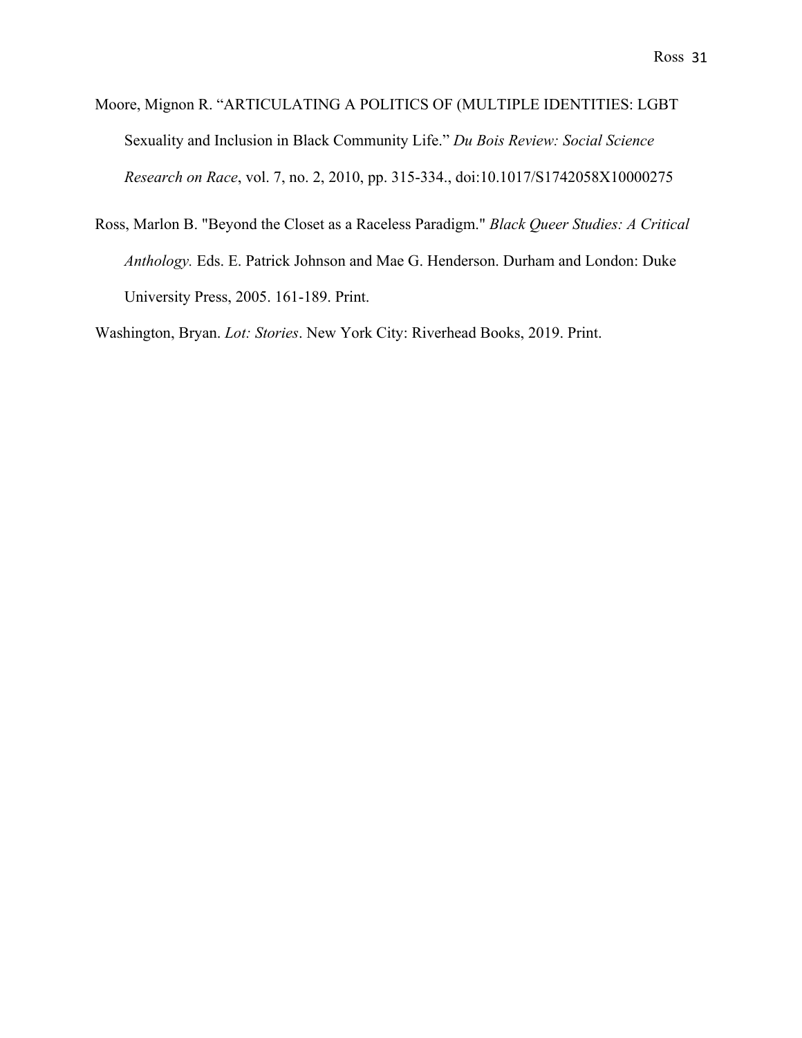Moore, Mignon R. "ARTICULATING A POLITICS OF (MULTIPLE IDENTITIES: LGBT Sexuality and Inclusion in Black Community Life." *Du Bois Review: Social Science Research on Race*, vol. 7, no. 2, 2010, pp. 315-334., doi:10.1017/S1742058X10000275

Ross, Marlon B. "Beyond the Closet as a Raceless Paradigm." *Black Queer Studies: A Critical Anthology.* Eds. E. Patrick Johnson and Mae G. Henderson. Durham and London: Duke University Press, 2005. 161-189. Print.

Washington, Bryan. *Lot: Stories*. New York City: Riverhead Books, 2019. Print.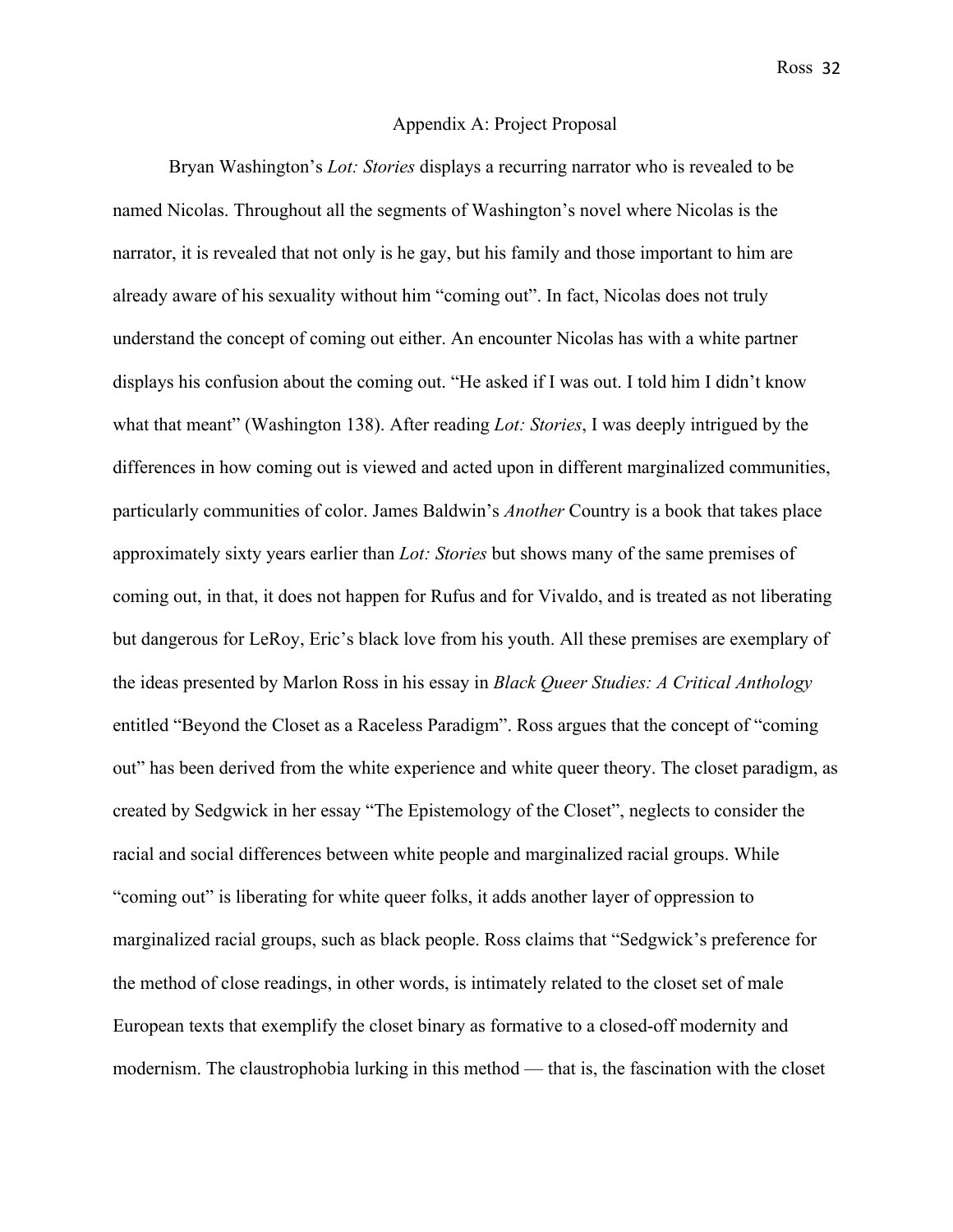## Appendix A: Project Proposal

Bryan Washington's *Lot: Stories* displays a recurring narrator who is revealed to be named Nicolas. Throughout all the segments of Washington's novel where Nicolas is the narrator, it is revealed that not only is he gay, but his family and those important to him are already aware of his sexuality without him "coming out". In fact, Nicolas does not truly understand the concept of coming out either. An encounter Nicolas has with a white partner displays his confusion about the coming out. "He asked if I was out. I told him I didn't know what that meant" (Washington 138). After reading *Lot: Stories*, I was deeply intrigued by the differences in how coming out is viewed and acted upon in different marginalized communities, particularly communities of color. James Baldwin's *Another* Country is a book that takes place approximately sixty years earlier than *Lot: Stories* but shows many of the same premises of coming out, in that, it does not happen for Rufus and for Vivaldo, and is treated as not liberating but dangerous for LeRoy, Eric's black love from his youth. All these premises are exemplary of the ideas presented by Marlon Ross in his essay in *Black Queer Studies: A Critical Anthology* entitled "Beyond the Closet as a Raceless Paradigm". Ross argues that the concept of "coming out" has been derived from the white experience and white queer theory. The closet paradigm, as created by Sedgwick in her essay "The Epistemology of the Closet", neglects to consider the racial and social differences between white people and marginalized racial groups. While "coming out" is liberating for white queer folks, it adds another layer of oppression to marginalized racial groups, such as black people. Ross claims that "Sedgwick's preference for the method of close readings, in other words, is intimately related to the closet set of male European texts that exemplify the closet binary as formative to a closed-off modernity and modernism. The claustrophobia lurking in this method — that is, the fascination with the closet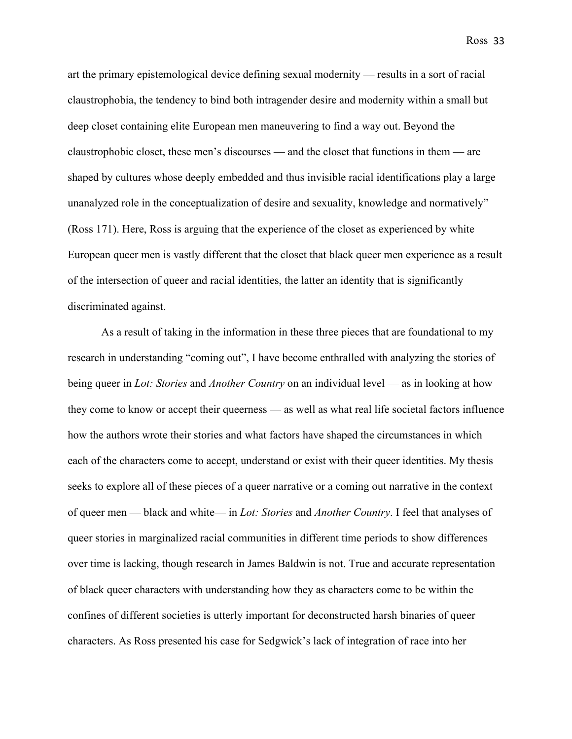art the primary epistemological device defining sexual modernity — results in a sort of racial claustrophobia, the tendency to bind both intragender desire and modernity within a small but deep closet containing elite European men maneuvering to find a way out. Beyond the claustrophobic closet, these men's discourses — and the closet that functions in them — are shaped by cultures whose deeply embedded and thus invisible racial identifications play a large unanalyzed role in the conceptualization of desire and sexuality, knowledge and normatively" (Ross 171). Here, Ross is arguing that the experience of the closet as experienced by white European queer men is vastly different that the closet that black queer men experience as a result of the intersection of queer and racial identities, the latter an identity that is significantly discriminated against.

As a result of taking in the information in these three pieces that are foundational to my research in understanding "coming out", I have become enthralled with analyzing the stories of being queer in *Lot: Stories* and *Another Country* on an individual level — as in looking at how they come to know or accept their queerness — as well as what real life societal factors influence how the authors wrote their stories and what factors have shaped the circumstances in which each of the characters come to accept, understand or exist with their queer identities. My thesis seeks to explore all of these pieces of a queer narrative or a coming out narrative in the context of queer men — black and white— in *Lot: Stories* and *Another Country*. I feel that analyses of queer stories in marginalized racial communities in different time periods to show differences over time is lacking, though research in James Baldwin is not. True and accurate representation of black queer characters with understanding how they as characters come to be within the confines of different societies is utterly important for deconstructed harsh binaries of queer characters. As Ross presented his case for Sedgwick's lack of integration of race into her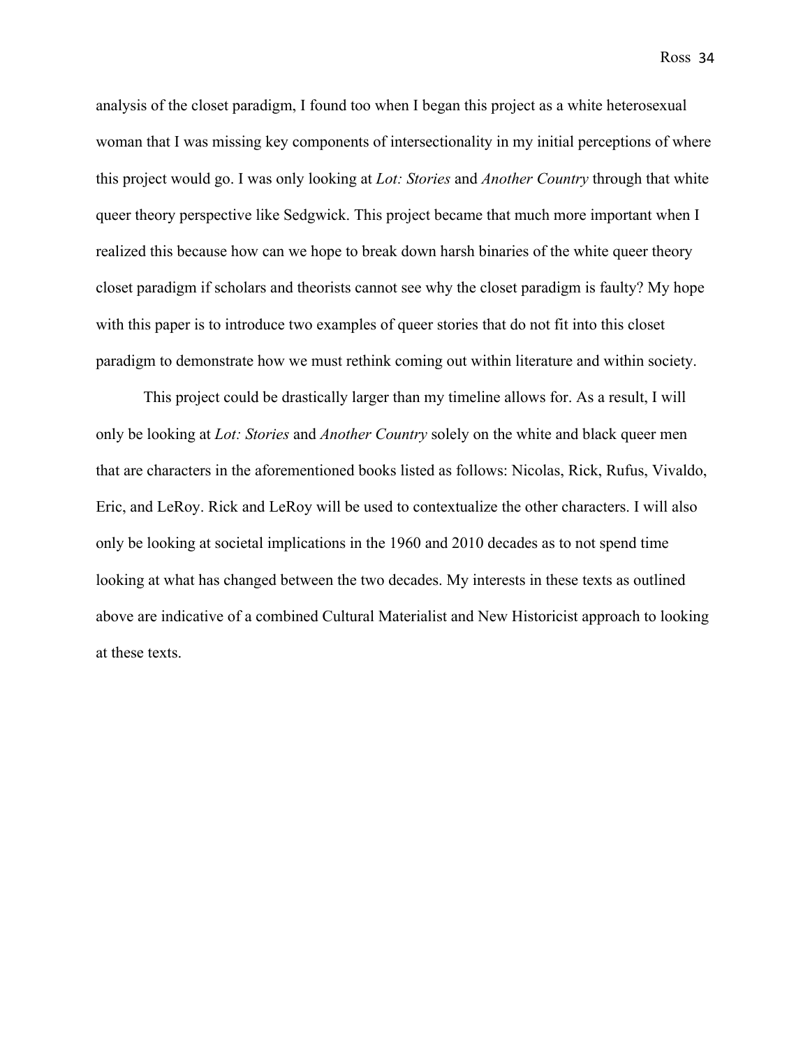analysis of the closet paradigm, I found too when I began this project as a white heterosexual woman that I was missing key components of intersectionality in my initial perceptions of where this project would go. I was only looking at *Lot: Stories* and *Another Country* through that white queer theory perspective like Sedgwick. This project became that much more important when I realized this because how can we hope to break down harsh binaries of the white queer theory closet paradigm if scholars and theorists cannot see why the closet paradigm is faulty? My hope with this paper is to introduce two examples of queer stories that do not fit into this closet paradigm to demonstrate how we must rethink coming out within literature and within society.

This project could be drastically larger than my timeline allows for. As a result, I will only be looking at *Lot: Stories* and *Another Country* solely on the white and black queer men that are characters in the aforementioned books listed as follows: Nicolas, Rick, Rufus, Vivaldo, Eric, and LeRoy. Rick and LeRoy will be used to contextualize the other characters. I will also only be looking at societal implications in the 1960 and 2010 decades as to not spend time looking at what has changed between the two decades. My interests in these texts as outlined above are indicative of a combined Cultural Materialist and New Historicist approach to looking at these texts.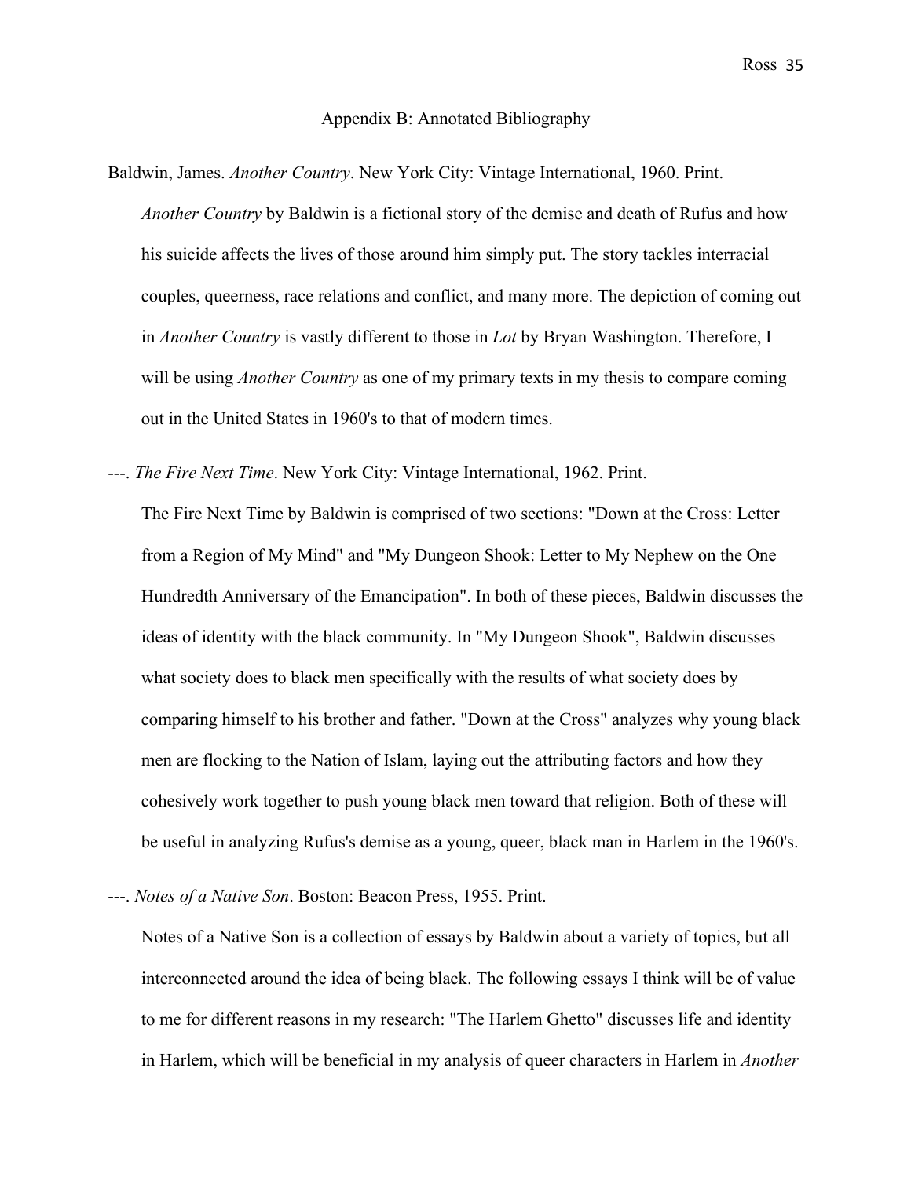## Appendix B: Annotated Bibliography

Baldwin, James. *Another Country*. New York City: Vintage International, 1960. Print.

*Another Country* by Baldwin is a fictional story of the demise and death of Rufus and how his suicide affects the lives of those around him simply put. The story tackles interracial couples, queerness, race relations and conflict, and many more. The depiction of coming out in *Another Country* is vastly different to those in *Lot* by Bryan Washington. Therefore, I will be using *Another Country* as one of my primary texts in my thesis to compare coming out in the United States in 1960's to that of modern times.

---. *The Fire Next Time*. New York City: Vintage International, 1962. Print.

The Fire Next Time by Baldwin is comprised of two sections: "Down at the Cross: Letter from a Region of My Mind" and "My Dungeon Shook: Letter to My Nephew on the One Hundredth Anniversary of the Emancipation". In both of these pieces, Baldwin discusses the ideas of identity with the black community. In "My Dungeon Shook", Baldwin discusses what society does to black men specifically with the results of what society does by comparing himself to his brother and father. "Down at the Cross" analyzes why young black men are flocking to the Nation of Islam, laying out the attributing factors and how they cohesively work together to push young black men toward that religion. Both of these will be useful in analyzing Rufus's demise as a young, queer, black man in Harlem in the 1960's.

---. *Notes of a Native Son*. Boston: Beacon Press, 1955. Print.

Notes of a Native Son is a collection of essays by Baldwin about a variety of topics, but all interconnected around the idea of being black. The following essays I think will be of value to me for different reasons in my research: "The Harlem Ghetto" discusses life and identity in Harlem, which will be beneficial in my analysis of queer characters in Harlem in *Another*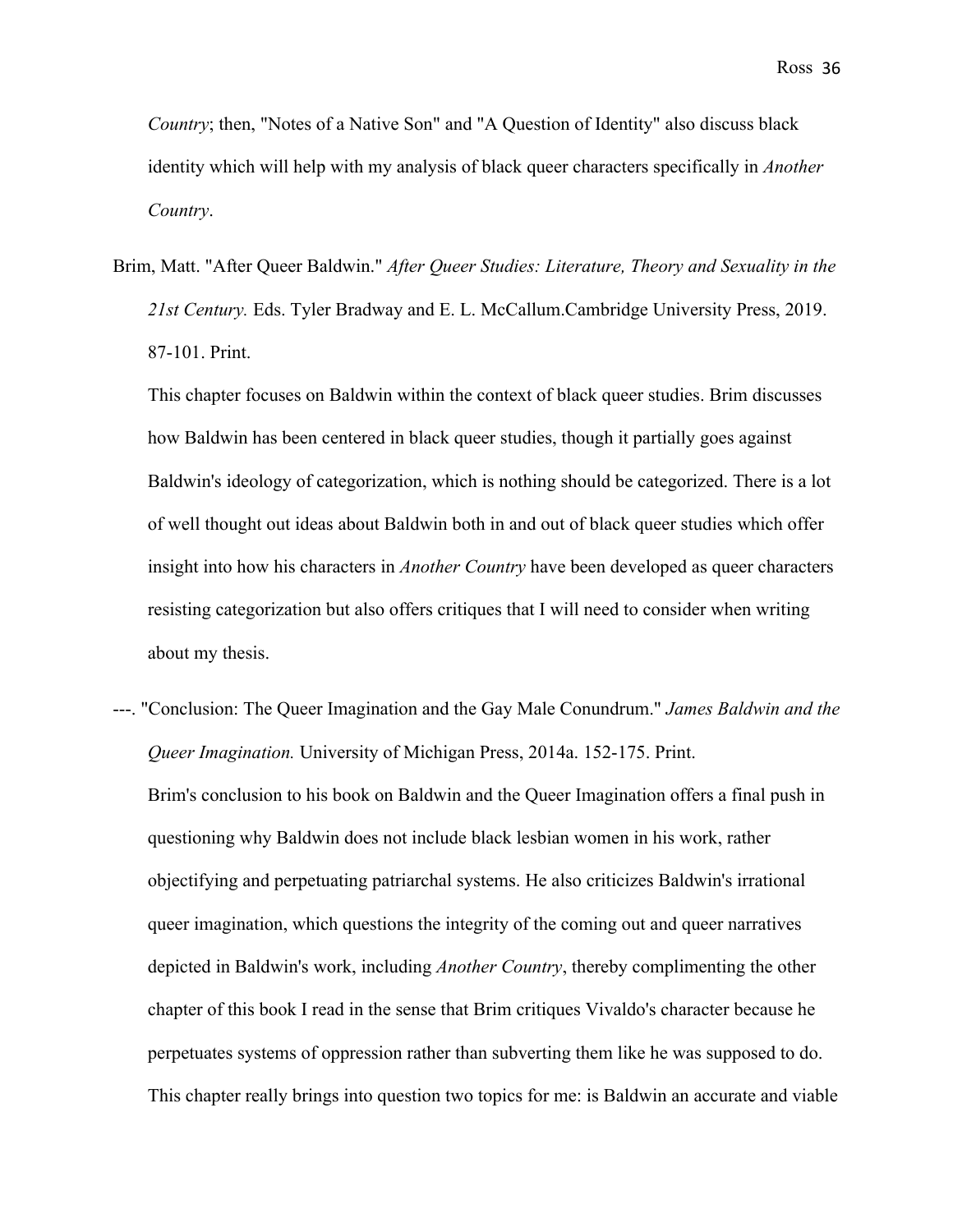*Country*; then, "Notes of a Native Son" and "A Question of Identity" also discuss black identity which will help with my analysis of black queer characters specifically in *Another Country*.

Brim, Matt. "After Queer Baldwin." *After Queer Studies: Literature, Theory and Sexuality in the 21st Century.* Eds. Tyler Bradway and E. L. McCallum.Cambridge University Press, 2019. 87-101. Print.

This chapter focuses on Baldwin within the context of black queer studies. Brim discusses how Baldwin has been centered in black queer studies, though it partially goes against Baldwin's ideology of categorization, which is nothing should be categorized. There is a lot of well thought out ideas about Baldwin both in and out of black queer studies which offer insight into how his characters in *Another Country* have been developed as queer characters resisting categorization but also offers critiques that I will need to consider when writing about my thesis.

---. "Conclusion: The Queer Imagination and the Gay Male Conundrum." *James Baldwin and the Queer Imagination.* University of Michigan Press, 2014a. 152-175. Print.

Brim's conclusion to his book on Baldwin and the Queer Imagination offers a final push in questioning why Baldwin does not include black lesbian women in his work, rather objectifying and perpetuating patriarchal systems. He also criticizes Baldwin's irrational queer imagination, which questions the integrity of the coming out and queer narratives depicted in Baldwin's work, including *Another Country*, thereby complimenting the other chapter of this book I read in the sense that Brim critiques Vivaldo's character because he perpetuates systems of oppression rather than subverting them like he was supposed to do. This chapter really brings into question two topics for me: is Baldwin an accurate and viable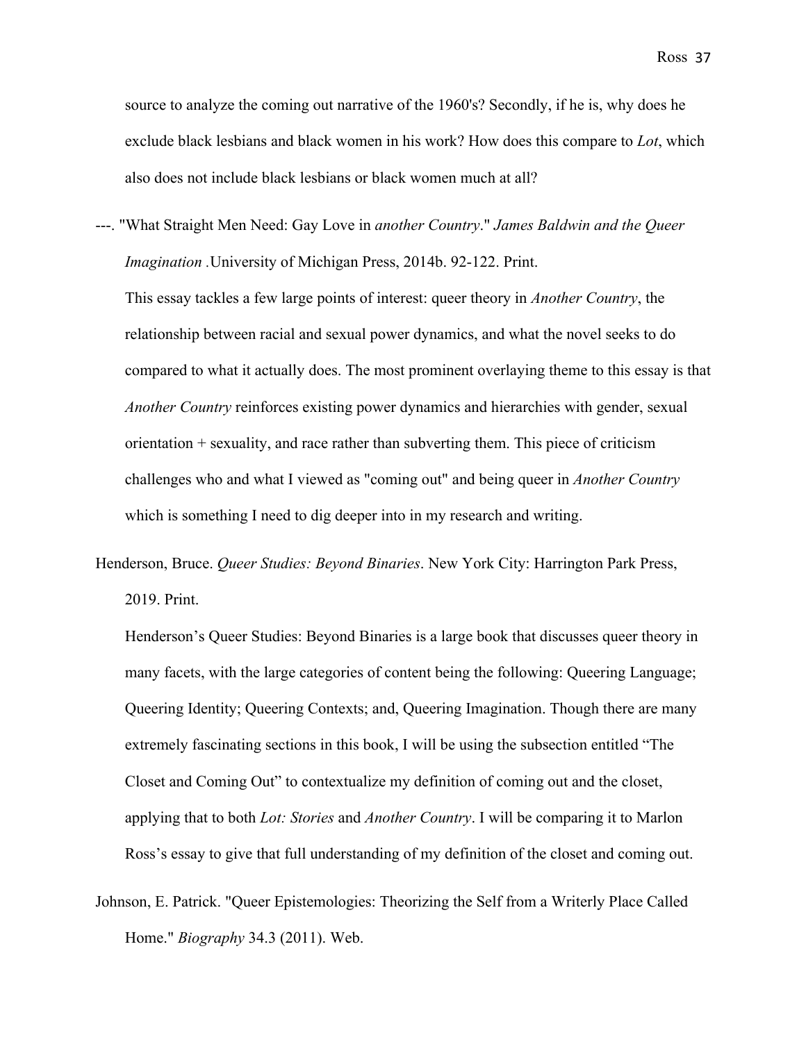source to analyze the coming out narrative of the 1960's? Secondly, if he is, why does he exclude black lesbians and black women in his work? How does this compare to *Lot*, which also does not include black lesbians or black women much at all?

---. "What Straight Men Need: Gay Love in *another Country*." *James Baldwin and the Queer Imagination .*University of Michigan Press, 2014b. 92-122. Print.

This essay tackles a few large points of interest: queer theory in *Another Country*, the relationship between racial and sexual power dynamics, and what the novel seeks to do compared to what it actually does. The most prominent overlaying theme to this essay is that *Another Country* reinforces existing power dynamics and hierarchies with gender, sexual orientation + sexuality, and race rather than subverting them. This piece of criticism challenges who and what I viewed as "coming out" and being queer in *Another Country* which is something I need to dig deeper into in my research and writing.

Henderson, Bruce. *Queer Studies: Beyond Binaries*. New York City: Harrington Park Press, 2019. Print.

Henderson's Queer Studies: Beyond Binaries is a large book that discusses queer theory in many facets, with the large categories of content being the following: Queering Language; Queering Identity; Queering Contexts; and, Queering Imagination. Though there are many extremely fascinating sections in this book, I will be using the subsection entitled "The Closet and Coming Out" to contextualize my definition of coming out and the closet, applying that to both *Lot: Stories* and *Another Country*. I will be comparing it to Marlon Ross's essay to give that full understanding of my definition of the closet and coming out.

Johnson, E. Patrick. "Queer Epistemologies: Theorizing the Self from a Writerly Place Called Home." *Biography* 34.3 (2011). Web.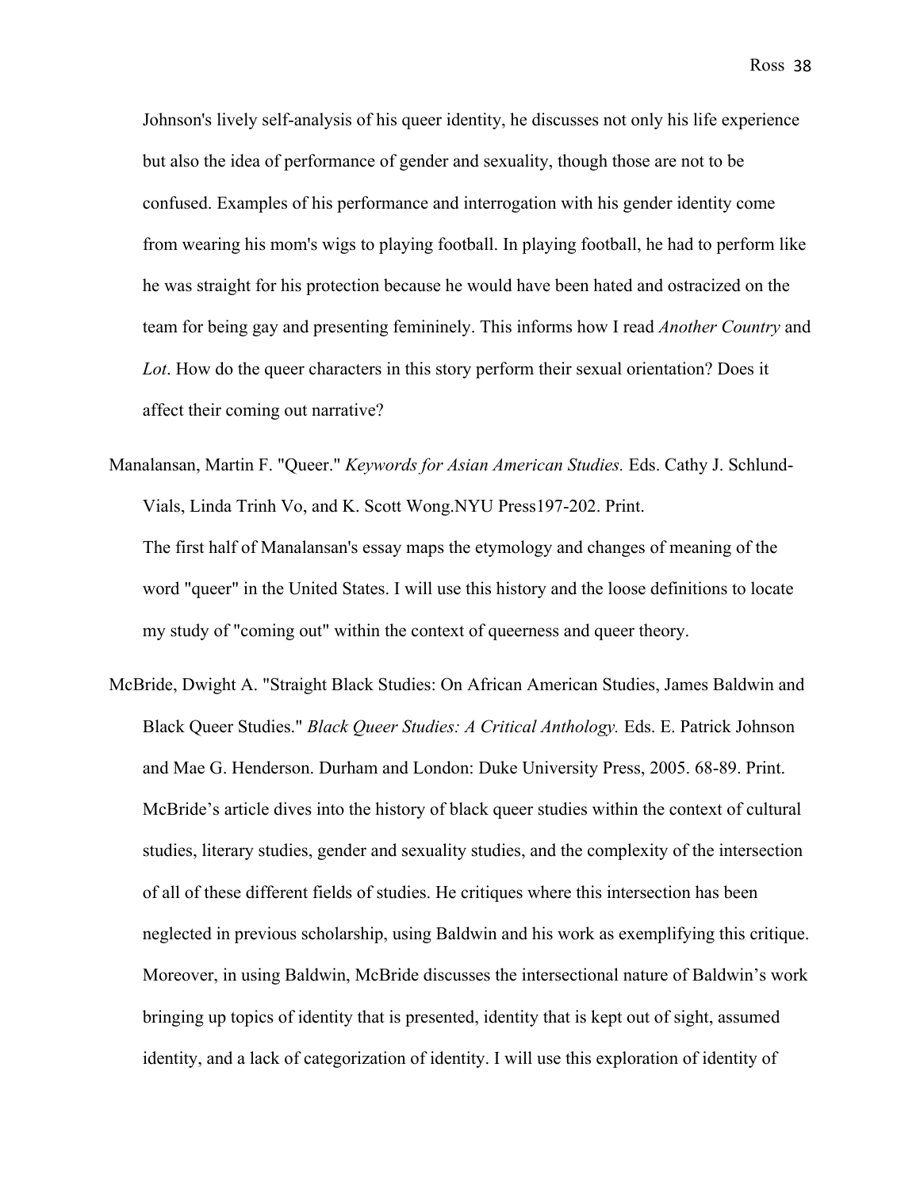Johnson's lively self-analysis of his queer identity, he discusses not only his life experience but also the idea of performance of gender and sexuality, though those are not to be confused. Examples of his performance and interrogation with his gender identity come from wearing his mom's wigs to playing football. In playing football, he had to perform like he was straight for his protection because he would have been hated and ostracized on the team for being gay and presenting femininely. This informs how I read *Another Country* and *Lot*. How do the queer characters in this story perform their sexual orientation? Does it affect their coming out narrative?

Manalansan, Martin F. "Queer." *Keywords for Asian American Studies.* Eds. Cathy J. Schlund-Vials, Linda Trinh Vo, and K. Scott Wong.NYU Press197-202. Print.

The first half of Manalansan's essay maps the etymology and changes of meaning of the word "queer" in the United States. I will use this history and the loose definitions to locate my study of "coming out" within the context of queerness and queer theory.

McBride, Dwight A. "Straight Black Studies: On African American Studies, James Baldwin and Black Queer Studies." *Black Queer Studies: A Critical Anthology.* Eds. E. Patrick Johnson and Mae G. Henderson. Durham and London: Duke University Press, 2005. 68-89. Print.

McBride's article dives into the history of black queer studies within the context of cultural studies, literary studies, gender and sexuality studies, and the complexity of the intersection of all of these different fields of studies. He critiques where this intersection has been neglected in previous scholarship, using Baldwin and his work as exemplifying this critique. Moreover, in using Baldwin, McBride discusses the intersectional nature of Baldwin's work bringing up topics of identity that is presented, identity that is kept out of sight, assumed identity, and a lack of categorization of identity. I will use this exploration of identity of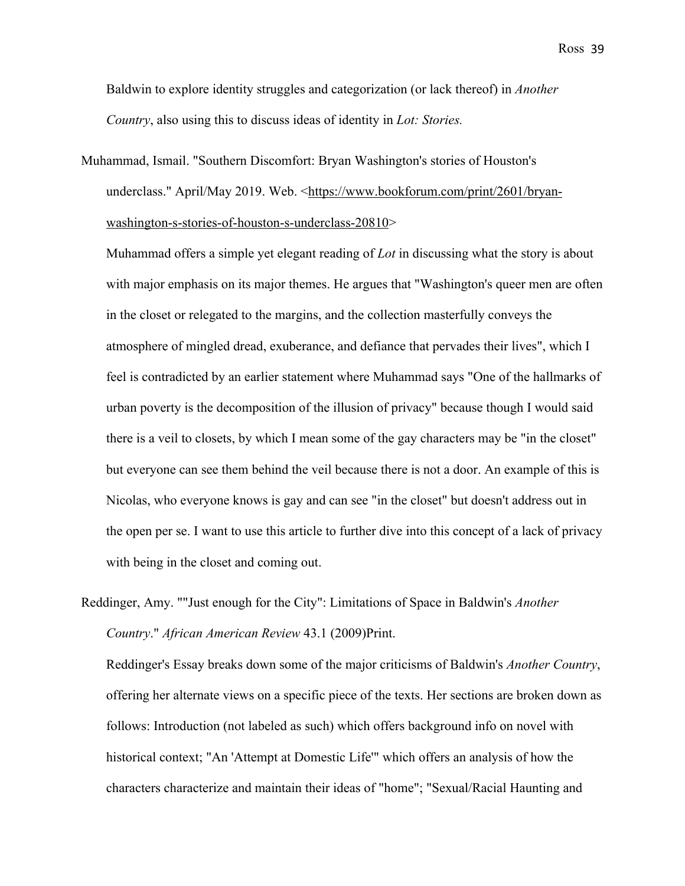Baldwin to explore identity struggles and categorization (or lack thereof) in *Another Country*, also using this to discuss ideas of identity in *Lot: Stories.*

Muhammad, Ismail. "Southern Discomfort: Bryan Washington's stories of Houston's underclass." April/May 2019. Web. <https://www.bookforum.com/print/2601/bryan-washington-s-stories-of-houston-s-underclass-20810>

Muhammad offers a simple yet elegant reading of *Lot* in discussing what the story is about with major emphasis on its major themes. He argues that "Washington's queer men are often in the closet or relegated to the margins, and the collection masterfully conveys the atmosphere of mingled dread, exuberance, and defiance that pervades their lives", which I feel is contradicted by an earlier statement where Muhammad says "One of the hallmarks of urban poverty is the decomposition of the illusion of privacy" because though I would said there is a veil to closets, by which I mean some of the gay characters may be "in the closet" but everyone can see them behind the veil because there is not a door. An example of this is Nicolas, who everyone knows is gay and can see "in the closet" but doesn't address out in the open per se. I want to use this article to further dive into this concept of a lack of privacy with being in the closet and coming out.

Reddinger, Amy. ""Just enough for the City": Limitations of Space in Baldwin's *Another Country*." *African American Review* 43.1 (2009)Print.

Reddinger's Essay breaks down some of the major criticisms of Baldwin's *Another Country*, offering her alternate views on a specific piece of the texts. Her sections are broken down as follows: Introduction (not labeled as such) which offers background info on novel with historical context; "An 'Attempt at Domestic Life'" which offers an analysis of how the characters characterize and maintain their ideas of "home"; "Sexual/Racial Haunting and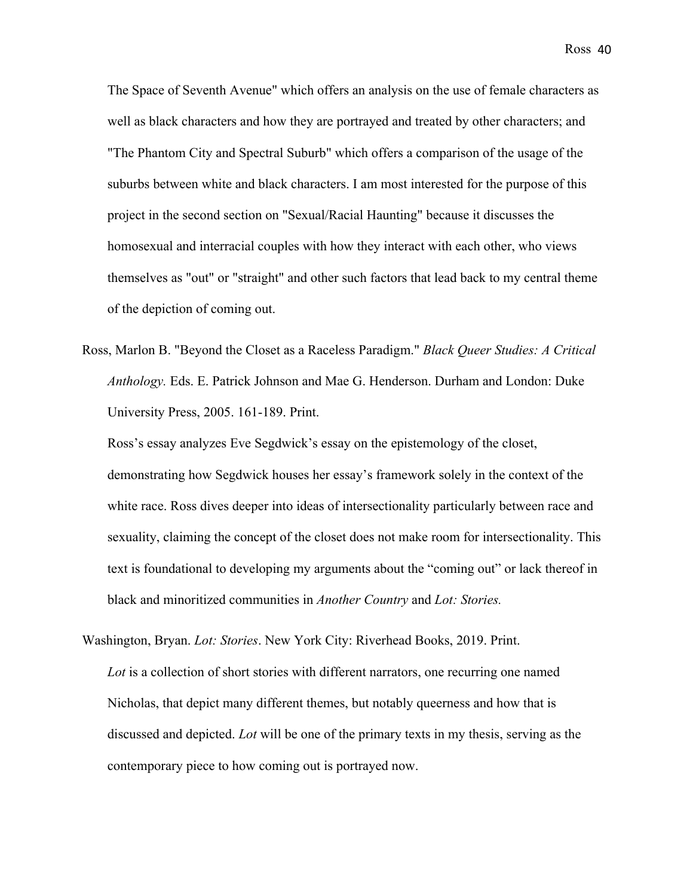The Space of Seventh Avenue" which offers an analysis on the use of female characters as well as black characters and how they are portrayed and treated by other characters; and "The Phantom City and Spectral Suburb" which offers a comparison of the usage of the suburbs between white and black characters. I am most interested for the purpose of this project in the second section on "Sexual/Racial Haunting" because it discusses the homosexual and interracial couples with how they interact with each other, who views themselves as "out" or "straight" and other such factors that lead back to my central theme of the depiction of coming out.

Ross, Marlon B. "Beyond the Closet as a Raceless Paradigm." *Black Queer Studies: A Critical Anthology.* Eds. E. Patrick Johnson and Mae G. Henderson. Durham and London: Duke University Press, 2005. 161-189. Print.

Ross's essay analyzes Eve Segdwick's essay on the epistemology of the closet, demonstrating how Segdwick houses her essay's framework solely in the context of the white race. Ross dives deeper into ideas of intersectionality particularly between race and sexuality, claiming the concept of the closet does not make room for intersectionality. This text is foundational to developing my arguments about the "coming out" or lack thereof in black and minoritized communities in *Another Country* and *Lot: Stories.*

Washington, Bryan. *Lot: Stories*. New York City: Riverhead Books, 2019. Print.

*Lot* is a collection of short stories with different narrators, one recurring one named Nicholas, that depict many different themes, but notably queerness and how that is discussed and depicted. *Lot* will be one of the primary texts in my thesis, serving as the contemporary piece to how coming out is portrayed now.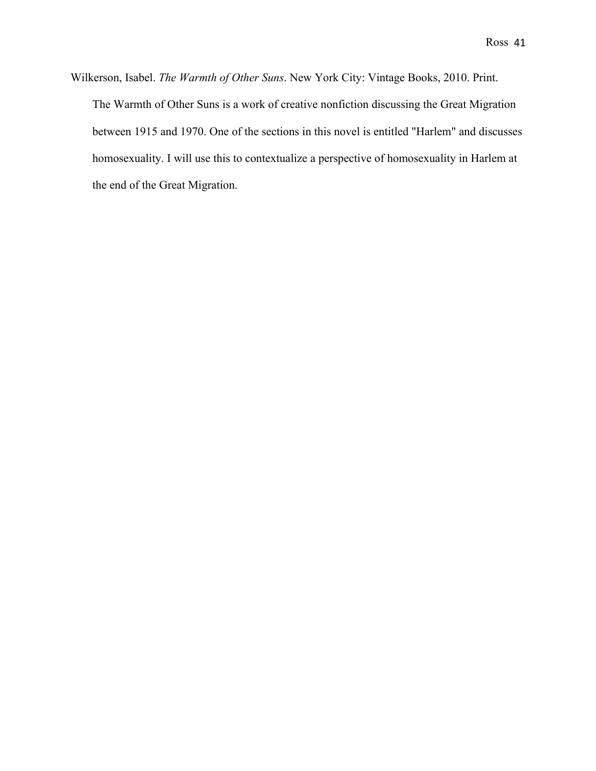Wilkerson, Isabel. *The Warmth of Other Suns*. New York City: Vintage Books, 2010. Print.

The Warmth of Other Suns is a work of creative nonfiction discussing the Great Migration between 1915 and 1970. One of the sections in this novel is entitled "Harlem" and discusses homosexuality. I will use this to contextualize a perspective of homosexuality in Harlem at the end of the Great Migration.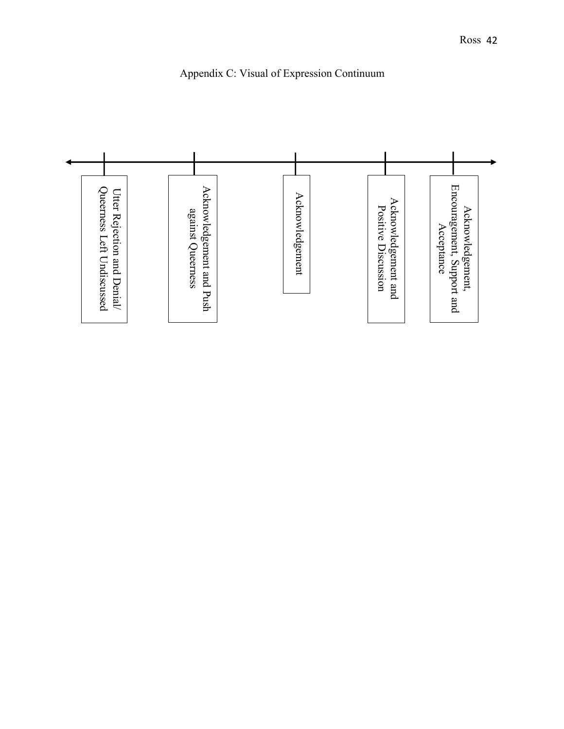Appendix C: Visual of Expression Continuum

Utter Rejection and Denial/ Queerness Left Undiscussed

Acknowledgement and Push against Queerness

Acknowledgement

Acknowledgement and Positive Discussion

Acknowledgement, Encouragement, Support and Acceptance